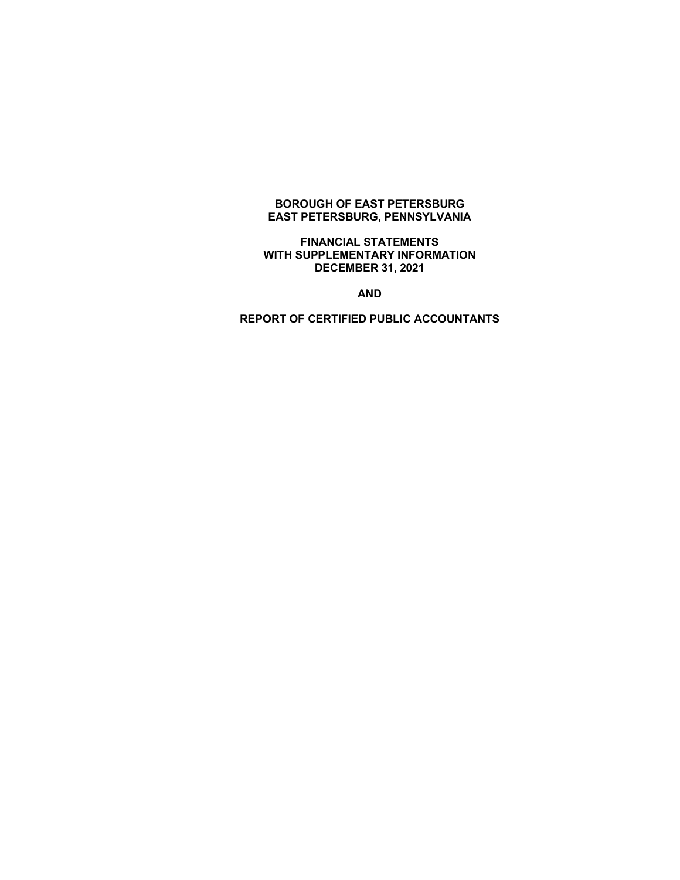# BOROUGH OF EAST PETERSBURG
## EAST PETERSBURG, PENNSYLVANIA

**FINANCIAL STATEMENTS**
**WITH SUPPLEMENTARY INFORMATION**
**DECEMBER 31, 2021**

**AND**

**REPORT OF CERTIFIED PUBLIC ACCOUNTANTS**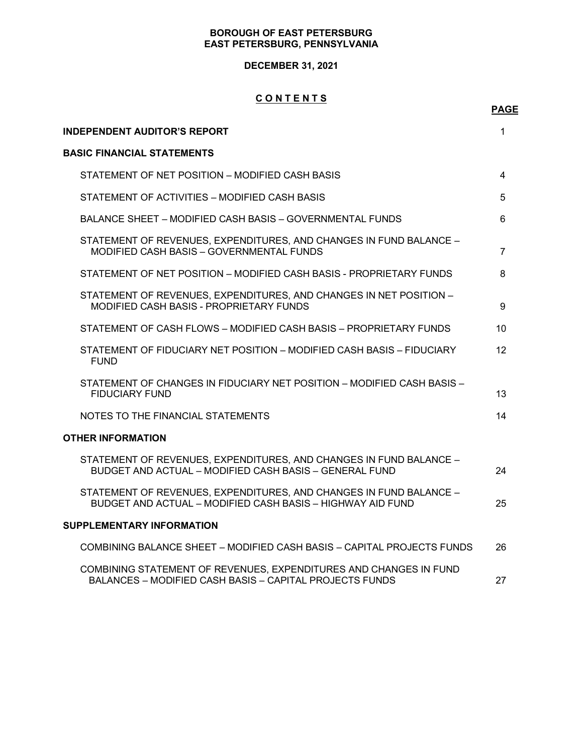**BOROUGH OF EAST PETERSBURG**
**EAST PETERSBURG, PENNSYLVANIA**

**DECEMBER 31, 2021**

# C O N T E N T S

| | PAGE |
|---|---|
| **INDEPENDENT AUDITOR'S REPORT** | 1 |
| **BASIC FINANCIAL STATEMENTS** | |
| STATEMENT OF NET POSITION – MODIFIED CASH BASIS | 4 |
| STATEMENT OF ACTIVITIES – MODIFIED CASH BASIS | 5 |
| BALANCE SHEET – MODIFIED CASH BASIS – GOVERNMENTAL FUNDS | 6 |
| STATEMENT OF REVENUES, EXPENDITURES, AND CHANGES IN FUND BALANCE – MODIFIED CASH BASIS – GOVERNMENTAL FUNDS | 7 |
| STATEMENT OF NET POSITION – MODIFIED CASH BASIS - PROPRIETARY FUNDS | 8 |
| STATEMENT OF REVENUES, EXPENDITURES, AND CHANGES IN NET POSITION – MODIFIED CASH BASIS - PROPRIETARY FUNDS | 9 |
| STATEMENT OF CASH FLOWS – MODIFIED CASH BASIS – PROPRIETARY FUNDS | 10 |
| STATEMENT OF FIDUCIARY NET POSITION – MODIFIED CASH BASIS – FIDUCIARY FUND | 12 |
| STATEMENT OF CHANGES IN FIDUCIARY NET POSITION – MODIFIED CASH BASIS – FIDUCIARY FUND | 13 |
| NOTES TO THE FINANCIAL STATEMENTS | 14 |
| **OTHER INFORMATION** | |
| STATEMENT OF REVENUES, EXPENDITURES, AND CHANGES IN FUND BALANCE – BUDGET AND ACTUAL – MODIFIED CASH BASIS – GENERAL FUND | 24 |
| STATEMENT OF REVENUES, EXPENDITURES, AND CHANGES IN FUND BALANCE – BUDGET AND ACTUAL – MODIFIED CASH BASIS – HIGHWAY AID FUND | 25 |
| **SUPPLEMENTARY INFORMATION** | |
| COMBINING BALANCE SHEET – MODIFIED CASH BASIS – CAPITAL PROJECTS FUNDS | 26 |
| COMBINING STATEMENT OF REVENUES, EXPENDITURES AND CHANGES IN FUND BALANCES – MODIFIED CASH BASIS – CAPITAL PROJECTS FUNDS | 27 |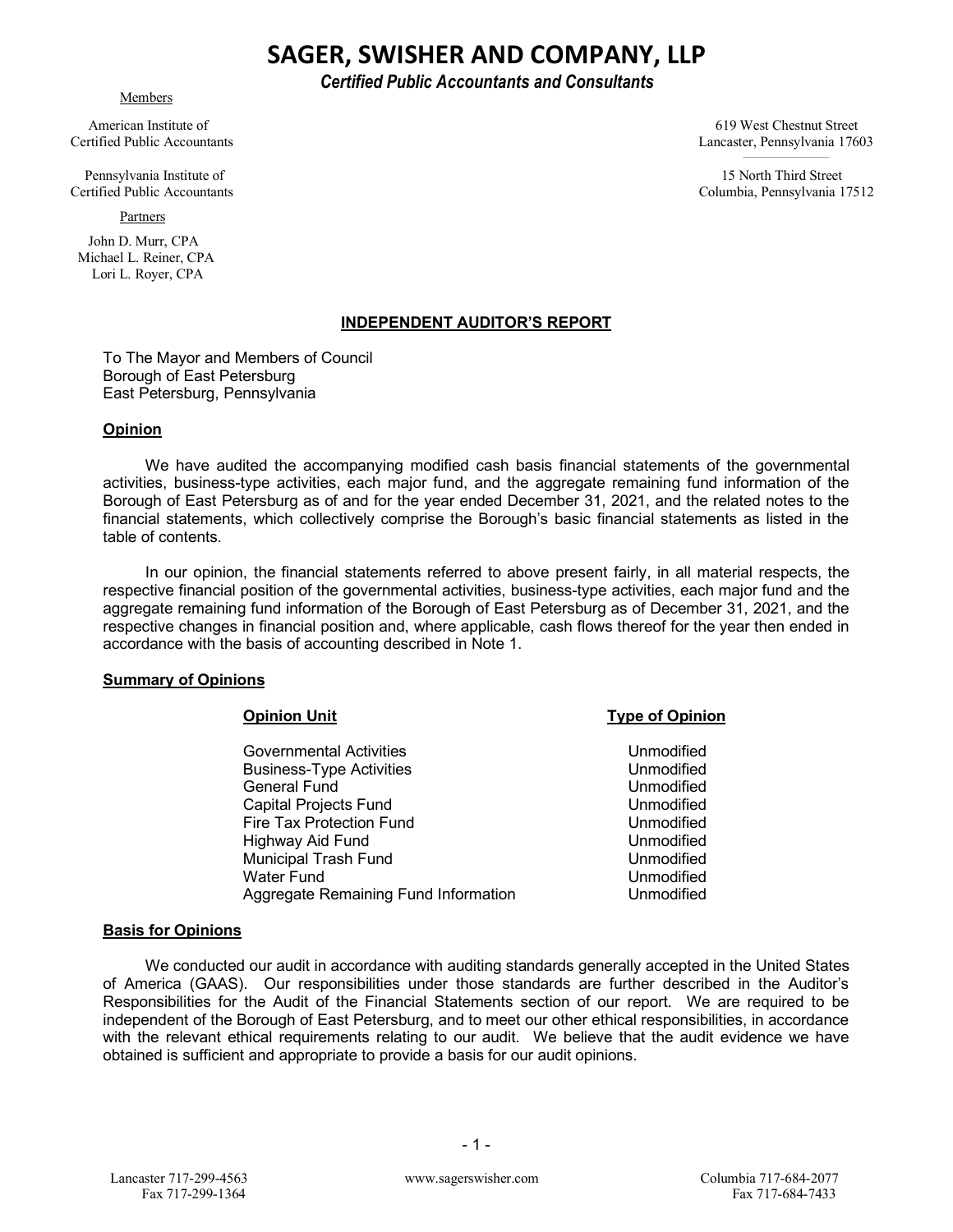# SAGER, SWISHER AND COMPANY, LLP

*Certified Public Accountants and Consultants*

Members

American Institute of
Certified Public Accountants

Pennsylvania Institute of
Certified Public Accountants

Partners

John D. Murr, CPA
Michael L. Reiner, CPA
Lori L. Royer, CPA

619 West Chestnut Street
Lancaster, Pennsylvania 17603

15 North Third Street
Columbia, Pennsylvania 17512

## INDEPENDENT AUDITOR'S REPORT

To The Mayor and Members of Council
Borough of East Petersburg
East Petersburg, Pennsylvania

### Opinion

We have audited the accompanying modified cash basis financial statements of the governmental activities, business-type activities, each major fund, and the aggregate remaining fund information of the Borough of East Petersburg as of and for the year ended December 31, 2021, and the related notes to the financial statements, which collectively comprise the Borough's basic financial statements as listed in the table of contents.

In our opinion, the financial statements referred to above present fairly, in all material respects, the respective financial position of the governmental activities, business-type activities, each major fund and the aggregate remaining fund information of the Borough of East Petersburg as of December 31, 2021, and the respective changes in financial position and, where applicable, cash flows thereof for the year then ended in accordance with the basis of accounting described in Note 1.

### Summary of Opinions

| Opinion Unit | Type of Opinion |
|---|---|
| Governmental Activities | Unmodified |
| Business-Type Activities | Unmodified |
| General Fund | Unmodified |
| Capital Projects Fund | Unmodified |
| Fire Tax Protection Fund | Unmodified |
| Highway Aid Fund | Unmodified |
| Municipal Trash Fund | Unmodified |
| Water Fund | Unmodified |
| Aggregate Remaining Fund Information | Unmodified |

### Basis for Opinions

We conducted our audit in accordance with auditing standards generally accepted in the United States of America (GAAS). Our responsibilities under those standards are further described in the Auditor's Responsibilities for the Audit of the Financial Statements section of our report. We are required to be independent of the Borough of East Petersburg, and to meet our other ethical responsibilities, in accordance with the relevant ethical requirements relating to our audit. We believe that the audit evidence we have obtained is sufficient and appropriate to provide a basis for our audit opinions.

Lancaster 717-299-4563
Fax 717-299-1364

www.sagerswisher.com

Columbia 717-684-2077
Fax 717-684-7433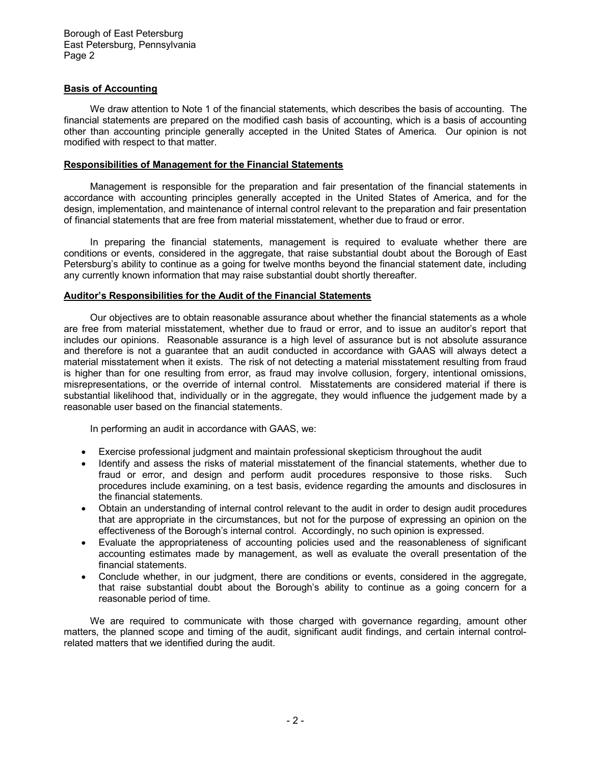## Basis of Accounting

We draw attention to Note 1 of the financial statements, which describes the basis of accounting. The financial statements are prepared on the modified cash basis of accounting, which is a basis of accounting other than accounting principle generally accepted in the United States of America. Our opinion is not modified with respect to that matter.

## Responsibilities of Management for the Financial Statements

Management is responsible for the preparation and fair presentation of the financial statements in accordance with accounting principles generally accepted in the United States of America, and for the design, implementation, and maintenance of internal control relevant to the preparation and fair presentation of financial statements that are free from material misstatement, whether due to fraud or error.

In preparing the financial statements, management is required to evaluate whether there are conditions or events, considered in the aggregate, that raise substantial doubt about the Borough of East Petersburg's ability to continue as a going for twelve months beyond the financial statement date, including any currently known information that may raise substantial doubt shortly thereafter.

## Auditor's Responsibilities for the Audit of the Financial Statements

Our objectives are to obtain reasonable assurance about whether the financial statements as a whole are free from material misstatement, whether due to fraud or error, and to issue an auditor's report that includes our opinions. Reasonable assurance is a high level of assurance but is not absolute assurance and therefore is not a guarantee that an audit conducted in accordance with GAAS will always detect a material misstatement when it exists. The risk of not detecting a material misstatement resulting from fraud is higher than for one resulting from error, as fraud may involve collusion, forgery, intentional omissions, misrepresentations, or the override of internal control. Misstatements are considered material if there is substantial likelihood that, individually or in the aggregate, they would influence the judgement made by a reasonable user based on the financial statements.

In performing an audit in accordance with GAAS, we:

- Exercise professional judgment and maintain professional skepticism throughout the audit
- Identify and assess the risks of material misstatement of the financial statements, whether due to fraud or error, and design and perform audit procedures responsive to those risks. Such procedures include examining, on a test basis, evidence regarding the amounts and disclosures in the financial statements.
- Obtain an understanding of internal control relevant to the audit in order to design audit procedures that are appropriate in the circumstances, but not for the purpose of expressing an opinion on the effectiveness of the Borough's internal control. Accordingly, no such opinion is expressed.
- Evaluate the appropriateness of accounting policies used and the reasonableness of significant accounting estimates made by management, as well as evaluate the overall presentation of the financial statements.
- Conclude whether, in our judgment, there are conditions or events, considered in the aggregate, that raise substantial doubt about the Borough's ability to continue as a going concern for a reasonable period of time.

We are required to communicate with those charged with governance regarding, amount other matters, the planned scope and timing of the audit, significant audit findings, and certain internal control-related matters that we identified during the audit.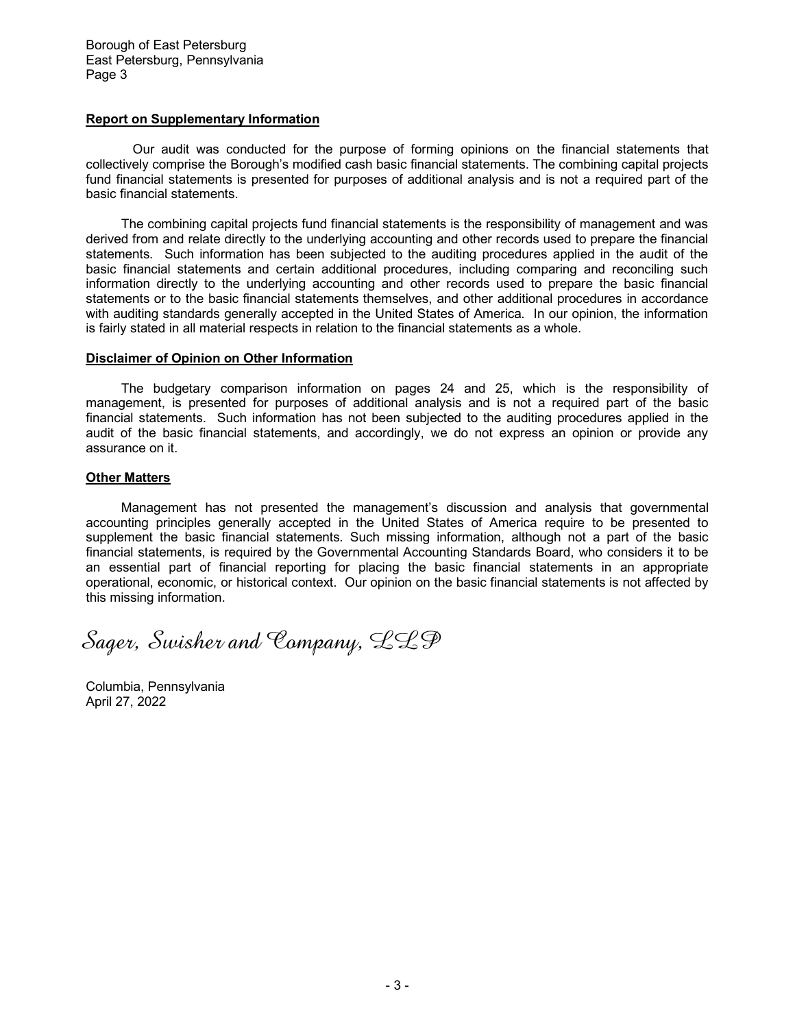Borough of East Petersburg
East Petersburg, Pennsylvania
Page 3

**Report on Supplementary Information**

Our audit was conducted for the purpose of forming opinions on the financial statements that collectively comprise the Borough's modified cash basic financial statements. The combining capital projects fund financial statements is presented for purposes of additional analysis and is not a required part of the basic financial statements.

The combining capital projects fund financial statements is the responsibility of management and was derived from and relate directly to the underlying accounting and other records used to prepare the financial statements. Such information has been subjected to the auditing procedures applied in the audit of the basic financial statements and certain additional procedures, including comparing and reconciling such information directly to the underlying accounting and other records used to prepare the basic financial statements or to the basic financial statements themselves, and other additional procedures in accordance with auditing standards generally accepted in the United States of America. In our opinion, the information is fairly stated in all material respects in relation to the financial statements as a whole.

**Disclaimer of Opinion on Other Information**

The budgetary comparison information on pages 24 and 25, which is the responsibility of management, is presented for purposes of additional analysis and is not a required part of the basic financial statements. Such information has not been subjected to the auditing procedures applied in the audit of the basic financial statements, and accordingly, we do not express an opinion or provide any assurance on it.

**Other Matters**

Management has not presented the management's discussion and analysis that governmental accounting principles generally accepted in the United States of America require to be presented to supplement the basic financial statements. Such missing information, although not a part of the basic financial statements, is required by the Governmental Accounting Standards Board, who considers it to be an essential part of financial reporting for placing the basic financial statements in an appropriate operational, economic, or historical context. Our opinion on the basic financial statements is not affected by this missing information.

*Sager, Swisher and Company, LLP*

Columbia, Pennsylvania
April 27, 2022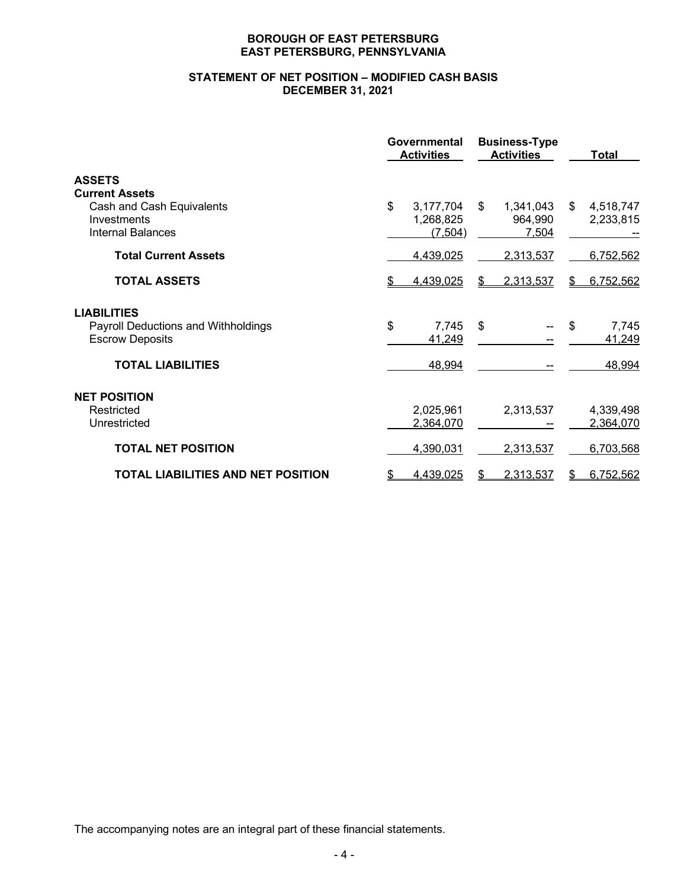**BOROUGH OF EAST PETERSBURG**
**EAST PETERSBURG, PENNSYLVANIA**

**STATEMENT OF NET POSITION – MODIFIED CASH BASIS**
**DECEMBER 31, 2021**

| | Governmental Activities | Business-Type Activities | Total |
|---|---|---|---|
| **ASSETS** | | | |
| **Current Assets** | | | |
| Cash and Cash Equivalents | $ 3,177,704 | $ 1,341,043 | $ 4,518,747 |
| Investments | 1,268,825 | 964,990 | 2,233,815 |
| Internal Balances | (7,504) | 7,504 | -- |
| **Total Current Assets** | 4,439,025 | 2,313,537 | 6,752,562 |
| **TOTAL ASSETS** | $ 4,439,025 | $ 2,313,537 | $ 6,752,562 |
| **LIABILITIES** | | | |
| Payroll Deductions and Withholdings | $ 7,745 | $ -- | $ 7,745 |
| Escrow Deposits | 41,249 | -- | 41,249 |
| **TOTAL LIABILITIES** | 48,994 | -- | 48,994 |
| **NET POSITION** | | | |
| Restricted | 2,025,961 | 2,313,537 | 4,339,498 |
| Unrestricted | 2,364,070 | -- | 2,364,070 |
| **TOTAL NET POSITION** | 4,390,031 | 2,313,537 | 6,703,568 |
| **TOTAL LIABILITIES AND NET POSITION** | $ 4,439,025 | $ 2,313,537 | $ 6,752,562 |

The accompanying notes are an integral part of these financial statements.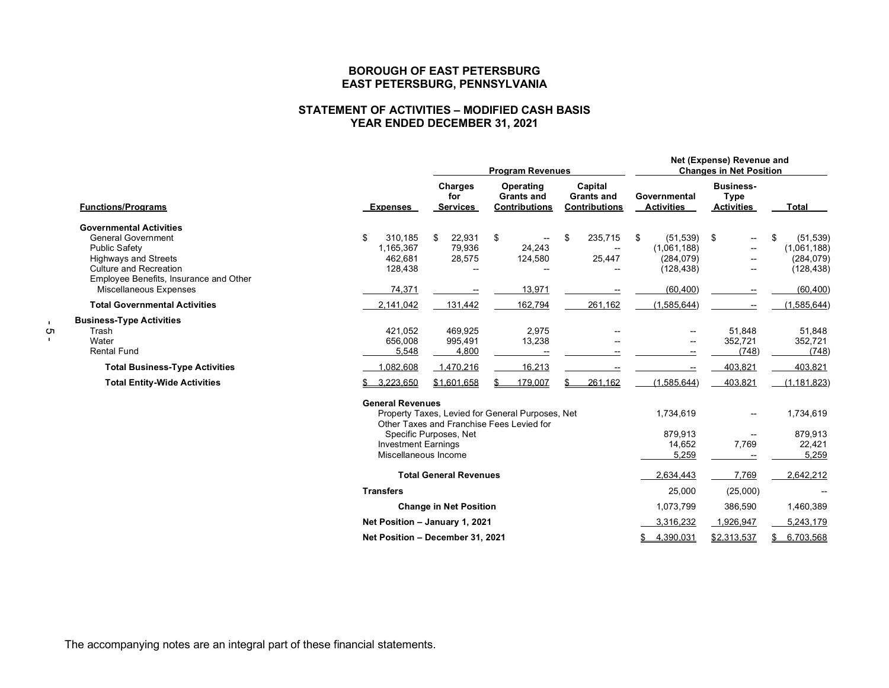# BOROUGH OF EAST PETERSBURG
## EAST PETERSBURG, PENNSYLVANIA

### STATEMENT OF ACTIVITIES – MODIFIED CASH BASIS
### YEAR ENDED DECEMBER 31, 2021

| | | Program Revenues | | | Net (Expense) Revenue and Changes in Net Position | | |
|---|---|---|---|---|---|---|---|
| **Functions/Programs** | **Expenses** | **Charges for Services** | **Operating Grants and Contributions** | **Capital Grants and Contributions** | **Governmental Activities** | **Business-Type Activities** | **Total** |
| **Governmental Activities** | | | | | | | |
| General Government | $ 310,185 | $ 22,931 | $ -- | $ 235,715 | $ (51,539) | $ -- | $ (51,539) |
| Public Safety | 1,165,367 | 79,936 | 24,243 | -- | (1,061,188) | -- | (1,061,188) |
| Highways and Streets | 462,681 | 28,575 | 124,580 | 25,447 | (284,079) | -- | (284,079) |
| Culture and Recreation | 128,438 | -- | -- | -- | (128,438) | -- | (128,438) |
| Employee Benefits, Insurance and Other Miscellaneous Expenses | 74,371 | -- | 13,971 | -- | (60,400) | -- | (60,400) |
| **Total Governmental Activities** | 2,141,042 | 131,442 | 162,794 | 261,162 | (1,585,644) | -- | (1,585,644) |
| **Business-Type Activities** | | | | | | | |
| Trash | 421,052 | 469,925 | 2,975 | -- | -- | 51,848 | 51,848 |
| Water | 656,008 | 995,491 | 13,238 | -- | -- | 352,721 | 352,721 |
| Rental Fund | 5,548 | 4,800 | -- | -- | -- | (748) | (748) |
| **Total Business-Type Activities** | 1,082,608 | 1,470,216 | 16,213 | -- | -- | 403,821 | 403,821 |
| **Total Entity-Wide Activities** | $ 3,223,650 | $1,601,658 | $ 179,007 | $ 261,162 | (1,585,644) | 403,821 | (1,181,823) |
| | | | | | | | |
| **General Revenues** | | | | | | | |
| Property Taxes, Levied for General Purposes, Net | | | | | 1,734,619 | -- | 1,734,619 |
| Other Taxes and Franchise Fees Levied for Specific Purposes, Net | | | | | 879,913 | -- | 879,913 |
| Investment Earnings | | | | | 14,652 | 7,769 | 22,421 |
| Miscellaneous Income | | | | | 5,259 | -- | 5,259 |
| **Total General Revenues** | | | | | 2,634,443 | 7,769 | 2,642,212 |
| **Transfers** | | | | | 25,000 | (25,000) | -- |
| **Change in Net Position** | | | | | 1,073,799 | 386,590 | 1,460,389 |
| **Net Position – January 1, 2021** | | | | | 3,316,232 | 1,926,947 | 5,243,179 |
| **Net Position – December 31, 2021** | | | | | $ 4,390,031 | $2,313,537 | $ 6,703,568 |

The accompanying notes are an integral part of these financial statements.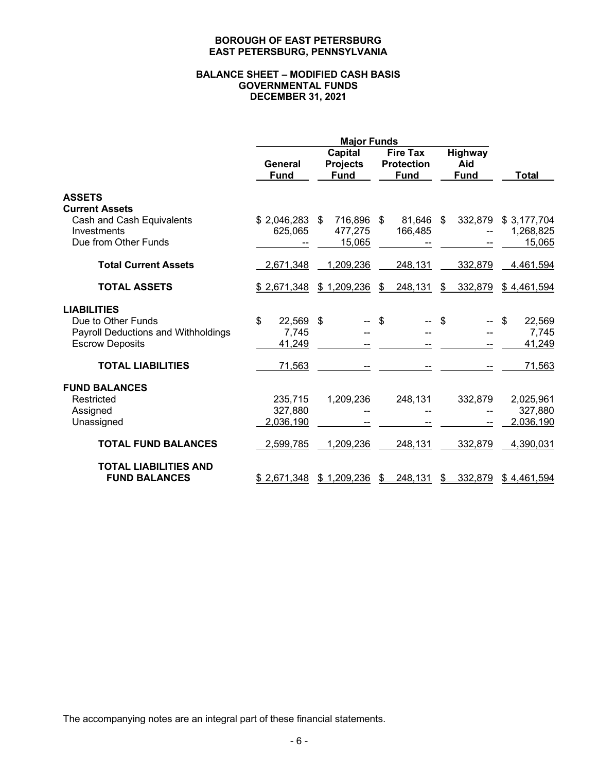**BOROUGH OF EAST PETERSBURG**
**EAST PETERSBURG, PENNSYLVANIA**

**BALANCE SHEET – MODIFIED CASH BASIS**
**GOVERNMENTAL FUNDS**
**DECEMBER 31, 2021**

| | Major Funds | | | | |
|---|---|---|---|---|---|
| | General Fund | Capital Projects Fund | Fire Tax Protection Fund | Highway Aid Fund | Total |
| **ASSETS** | | | | | |
| **Current Assets** | | | | | |
| Cash and Cash Equivalents | $ 2,046,283 | $ 716,896 | $ 81,646 | $ 332,879 | $ 3,177,704 |
| Investments | 625,065 | 477,275 | 166,485 | -- | 1,268,825 |
| Due from Other Funds | -- | 15,065 | -- | -- | 15,065 |
| **Total Current Assets** | 2,671,348 | 1,209,236 | 248,131 | 332,879 | 4,461,594 |
| **TOTAL ASSETS** | $ 2,671,348 | $ 1,209,236 | $ 248,131 | $ 332,879 | $ 4,461,594 |
| **LIABILITIES** | | | | | |
| Due to Other Funds | $ 22,569 | $ -- | $ -- | $ -- | $ 22,569 |
| Payroll Deductions and Withholdings | 7,745 | -- | -- | -- | 7,745 |
| Escrow Deposits | 41,249 | -- | -- | -- | 41,249 |
| **TOTAL LIABILITIES** | 71,563 | -- | -- | -- | 71,563 |
| **FUND BALANCES** | | | | | |
| Restricted | 235,715 | 1,209,236 | 248,131 | 332,879 | 2,025,961 |
| Assigned | 327,880 | -- | -- | -- | 327,880 |
| Unassigned | 2,036,190 | -- | -- | -- | 2,036,190 |
| **TOTAL FUND BALANCES** | 2,599,785 | 1,209,236 | 248,131 | 332,879 | 4,390,031 |
| **TOTAL LIABILITIES AND FUND BALANCES** | $ 2,671,348 | $ 1,209,236 | $ 248,131 | $ 332,879 | $ 4,461,594 |

The accompanying notes are an integral part of these financial statements.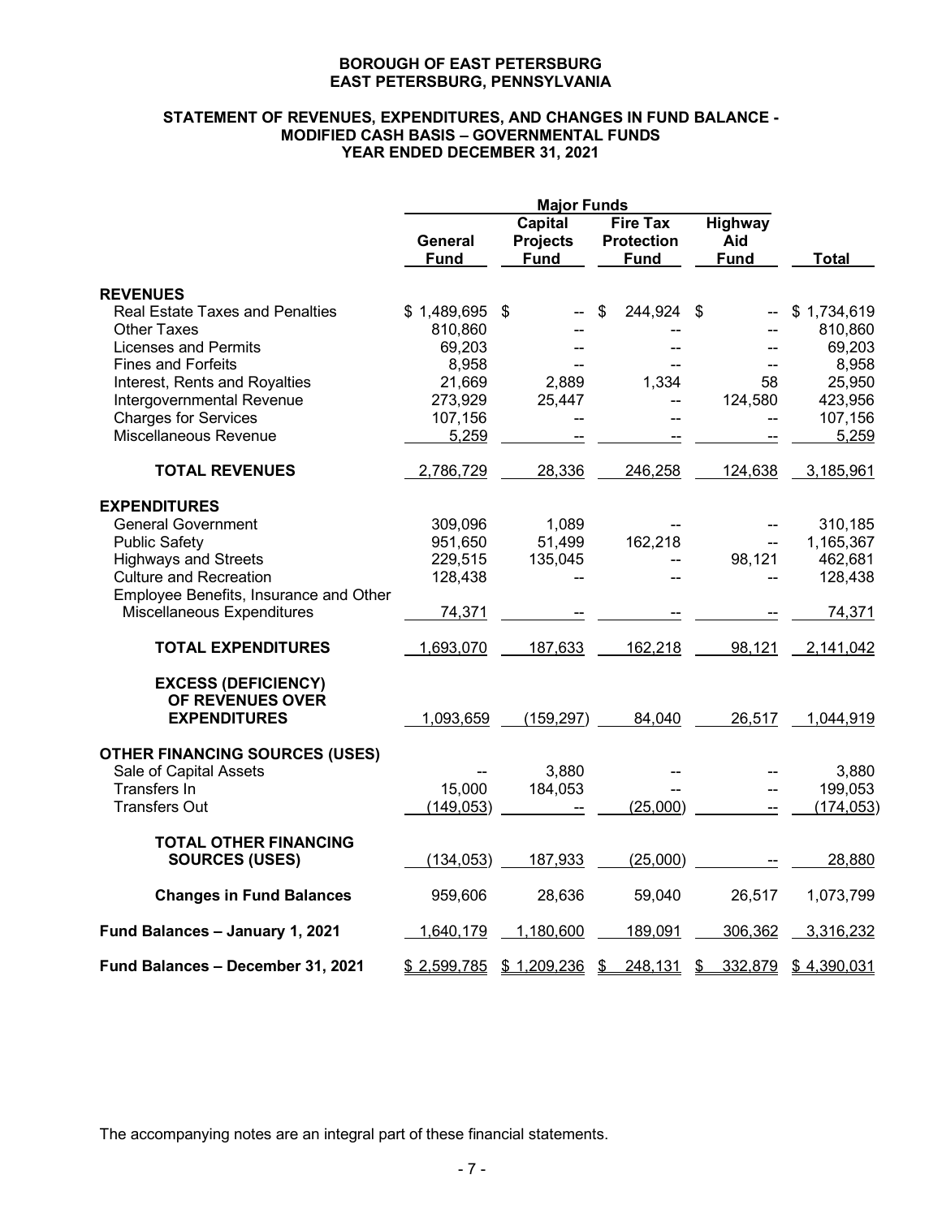**BOROUGH OF EAST PETERSBURG**
**EAST PETERSBURG, PENNSYLVANIA**

**STATEMENT OF REVENUES, EXPENDITURES, AND CHANGES IN FUND BALANCE - MODIFIED CASH BASIS – GOVERNMENTAL FUNDS**
**YEAR ENDED DECEMBER 31, 2021**

| | Major Funds | | | | |
|---|---|---|---|---|---|
| | General Fund | Capital Projects Fund | Fire Tax Protection Fund | Highway Aid Fund | Total |
| **REVENUES** | | | | | |
| Real Estate Taxes and Penalties | $ 1,489,695 | $ -- | $ 244,924 | $ -- | $ 1,734,619 |
| Other Taxes | 810,860 | -- | -- | -- | 810,860 |
| Licenses and Permits | 69,203 | -- | -- | -- | 69,203 |
| Fines and Forfeits | 8,958 | -- | -- | -- | 8,958 |
| Interest, Rents and Royalties | 21,669 | 2,889 | 1,334 | 58 | 25,950 |
| Intergovernmental Revenue | 273,929 | 25,447 | -- | 124,580 | 423,956 |
| Charges for Services | 107,156 | -- | -- | -- | 107,156 |
| Miscellaneous Revenue | 5,259 | -- | -- | -- | 5,259 |
| **TOTAL REVENUES** | 2,786,729 | 28,336 | 246,258 | 124,638 | 3,185,961 |
| **EXPENDITURES** | | | | | |
| General Government | 309,096 | 1,089 | -- | -- | 310,185 |
| Public Safety | 951,650 | 51,499 | 162,218 | -- | 1,165,367 |
| Highways and Streets | 229,515 | 135,045 | -- | 98,121 | 462,681 |
| Culture and Recreation | 128,438 | -- | -- | -- | 128,438 |
| Employee Benefits, Insurance and Other Miscellaneous Expenditures | 74,371 | -- | -- | -- | 74,371 |
| **TOTAL EXPENDITURES** | 1,693,070 | 187,633 | 162,218 | 98,121 | 2,141,042 |
| **EXCESS (DEFICIENCY) OF REVENUES OVER EXPENDITURES** | 1,093,659 | (159,297) | 84,040 | 26,517 | 1,044,919 |
| **OTHER FINANCING SOURCES (USES)** | | | | | |
| Sale of Capital Assets | -- | 3,880 | -- | -- | 3,880 |
| Transfers In | 15,000 | 184,053 | -- | -- | 199,053 |
| Transfers Out | (149,053) | -- | (25,000) | -- | (174,053) |
| **TOTAL OTHER FINANCING SOURCES (USES)** | (134,053) | 187,933 | (25,000) | -- | 28,880 |
| **Changes in Fund Balances** | 959,606 | 28,636 | 59,040 | 26,517 | 1,073,799 |
| **Fund Balances – January 1, 2021** | 1,640,179 | 1,180,600 | 189,091 | 306,362 | 3,316,232 |
| **Fund Balances – December 31, 2021** | $ 2,599,785 | $ 1,209,236 | $ 248,131 | $ 332,879 | $ 4,390,031 |

The accompanying notes are an integral part of these financial statements.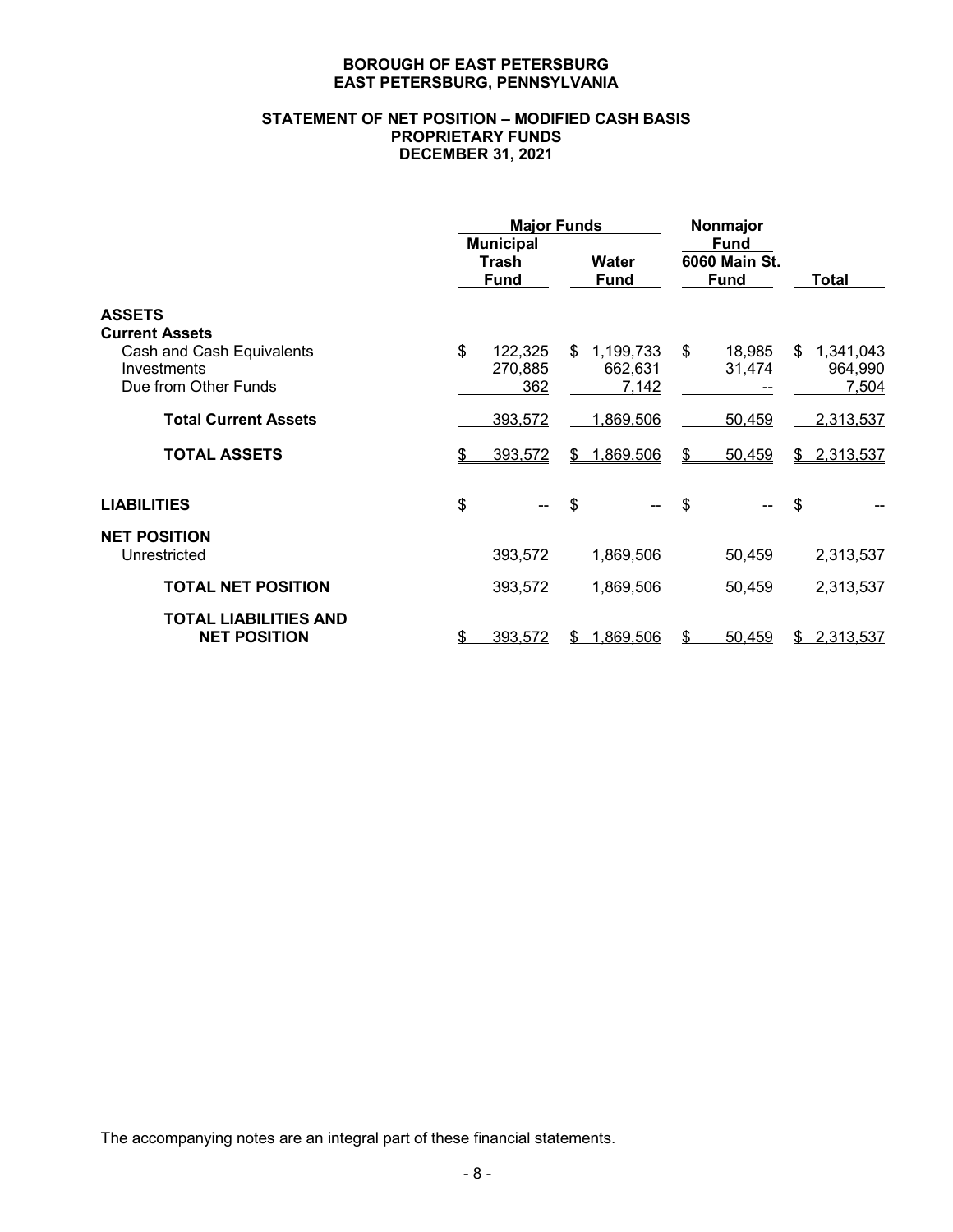**BOROUGH OF EAST PETERSBURG**
**EAST PETERSBURG, PENNSYLVANIA**

**STATEMENT OF NET POSITION – MODIFIED CASH BASIS**
**PROPRIETARY FUNDS**
**DECEMBER 31, 2021**

| | Major Funds | | Nonmajor | |
|---|---|---|---|---|
| | Municipal Trash Fund | Water Fund | Fund 6060 Main St. Fund | Total |
| **ASSETS** | | | | |
| **Current Assets** | | | | |
| Cash and Cash Equivalents | $ 122,325 | $ 1,199,733 | $ 18,985 | $ 1,341,043 |
| Investments | 270,885 | 662,631 | 31,474 | 964,990 |
| Due from Other Funds | 362 | 7,142 | -- | 7,504 |
| **Total Current Assets** | 393,572 | 1,869,506 | 50,459 | 2,313,537 |
| **TOTAL ASSETS** | $ 393,572 | $ 1,869,506 | $ 50,459 | $ 2,313,537 |
| **LIABILITIES** | $ -- | $ -- | $ -- | $ -- |
| **NET POSITION** | | | | |
| Unrestricted | 393,572 | 1,869,506 | 50,459 | 2,313,537 |
| **TOTAL NET POSITION** | 393,572 | 1,869,506 | 50,459 | 2,313,537 |
| **TOTAL LIABILITIES AND NET POSITION** | $ 393,572 | $ 1,869,506 | $ 50,459 | $ 2,313,537 |

The accompanying notes are an integral part of these financial statements.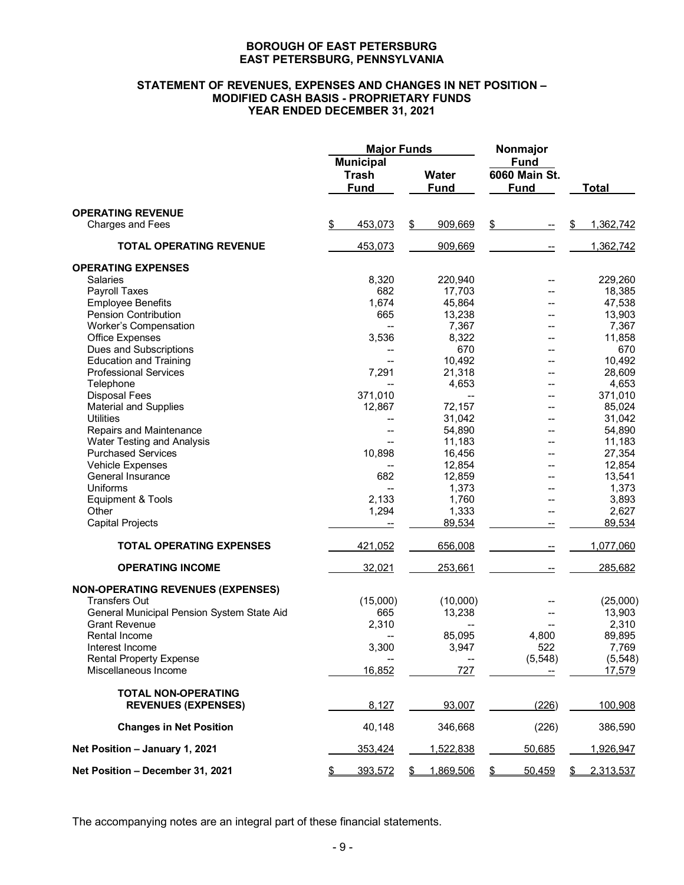**BOROUGH OF EAST PETERSBURG**
**EAST PETERSBURG, PENNSYLVANIA**

**STATEMENT OF REVENUES, EXPENSES AND CHANGES IN NET POSITION – MODIFIED CASH BASIS - PROPRIETARY FUNDS**
**YEAR ENDED DECEMBER 31, 2021**

| | Major Funds | | Nonmajor Fund | |
|---|---|---|---|---|
| | Municipal Trash Fund | Water Fund | 6060 Main St. Fund | Total |
| **OPERATING REVENUE** | | | | |
| Charges and Fees | $ 453,073 | $ 909,669 | $ -- | $ 1,362,742 |
| **TOTAL OPERATING REVENUE** | 453,073 | 909,669 | -- | 1,362,742 |
| **OPERATING EXPENSES** | | | | |
| Salaries | 8,320 | 220,940 | -- | 229,260 |
| Payroll Taxes | 682 | 17,703 | -- | 18,385 |
| Employee Benefits | 1,674 | 45,864 | -- | 47,538 |
| Pension Contribution | 665 | 13,238 | -- | 13,903 |
| Worker's Compensation | -- | 7,367 | -- | 7,367 |
| Office Expenses | 3,536 | 8,322 | -- | 11,858 |
| Dues and Subscriptions | -- | 670 | -- | 670 |
| Education and Training | -- | 10,492 | -- | 10,492 |
| Professional Services | 7,291 | 21,318 | -- | 28,609 |
| Telephone | -- | 4,653 | -- | 4,653 |
| Disposal Fees | 371,010 | -- | -- | 371,010 |
| Material and Supplies | 12,867 | 72,157 | -- | 85,024 |
| Utilities | -- | 31,042 | -- | 31,042 |
| Repairs and Maintenance | -- | 54,890 | -- | 54,890 |
| Water Testing and Analysis | -- | 11,183 | -- | 11,183 |
| Purchased Services | 10,898 | 16,456 | -- | 27,354 |
| Vehicle Expenses | -- | 12,854 | -- | 12,854 |
| General Insurance | 682 | 12,859 | -- | 13,541 |
| Uniforms | -- | 1,373 | -- | 1,373 |
| Equipment & Tools | 2,133 | 1,760 | -- | 3,893 |
| Other | 1,294 | 1,333 | -- | 2,627 |
| Capital Projects | -- | 89,534 | -- | 89,534 |
| **TOTAL OPERATING EXPENSES** | 421,052 | 656,008 | -- | 1,077,060 |
| **OPERATING INCOME** | 32,021 | 253,661 | -- | 285,682 |
| **NON-OPERATING REVENUES (EXPENSES)** | | | | |
| Transfers Out | (15,000) | (10,000) | -- | (25,000) |
| General Municipal Pension System State Aid | 665 | 13,238 | -- | 13,903 |
| Grant Revenue | 2,310 | -- | -- | 2,310 |
| Rental Income | -- | 85,095 | 4,800 | 89,895 |
| Interest Income | 3,300 | 3,947 | 522 | 7,769 |
| Rental Property Expense | -- | -- | (5,548) | (5,548) |
| Miscellaneous Income | 16,852 | 727 | -- | 17,579 |
| **TOTAL NON-OPERATING REVENUES (EXPENSES)** | 8,127 | 93,007 | (226) | 100,908 |
| **Changes in Net Position** | 40,148 | 346,668 | (226) | 386,590 |
| **Net Position – January 1, 2021** | 353,424 | 1,522,838 | 50,685 | 1,926,947 |
| **Net Position – December 31, 2021** | $ 393,572 | $ 1,869,506 | $ 50,459 | $ 2,313,537 |

The accompanying notes are an integral part of these financial statements.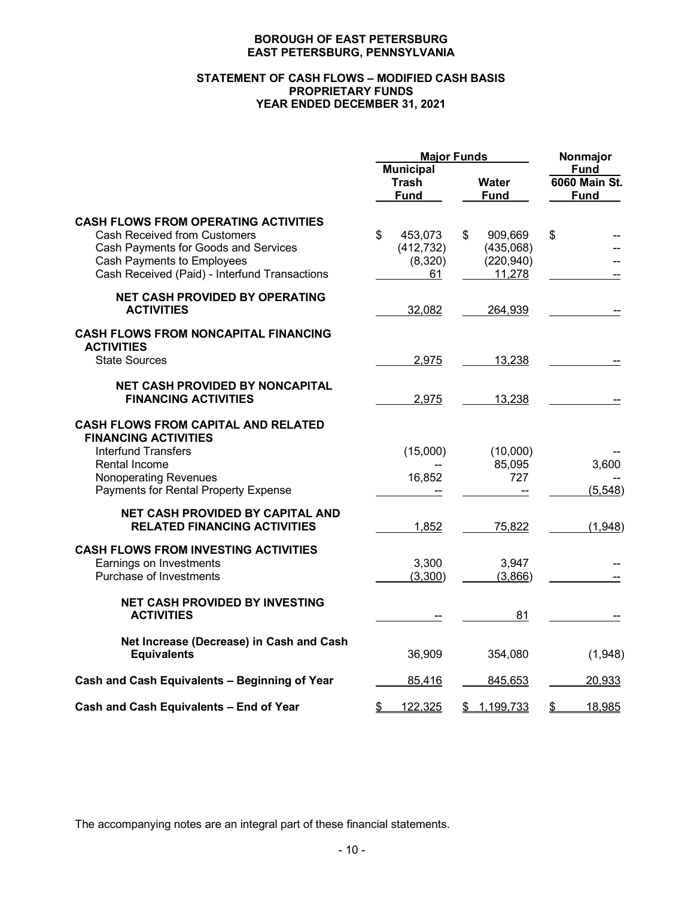**BOROUGH OF EAST PETERSBURG**
**EAST PETERSBURG, PENNSYLVANIA**

**STATEMENT OF CASH FLOWS – MODIFIED CASH BASIS**
**PROPRIETARY FUNDS**
**YEAR ENDED DECEMBER 31, 2021**

| | Major Funds | | Nonmajor Fund |
|---|---|---|---|
| | Municipal Trash Fund | Water Fund | 6060 Main St. Fund |
| **CASH FLOWS FROM OPERATING ACTIVITIES** | | | |
| Cash Received from Customers | $ 453,073 | $ 909,669 | $ -- |
| Cash Payments for Goods and Services | (412,732) | (435,068) | -- |
| Cash Payments to Employees | (8,320) | (220,940) | -- |
| Cash Received (Paid) - Interfund Transactions | 61 | 11,278 | -- |
| **NET CASH PROVIDED BY OPERATING ACTIVITIES** | 32,082 | 264,939 | -- |
| **CASH FLOWS FROM NONCAPITAL FINANCING ACTIVITIES** | | | |
| State Sources | 2,975 | 13,238 | -- |
| **NET CASH PROVIDED BY NONCAPITAL FINANCING ACTIVITIES** | 2,975 | 13,238 | -- |
| **CASH FLOWS FROM CAPITAL AND RELATED FINANCING ACTIVITIES** | | | |
| Interfund Transfers | (15,000) | (10,000) | -- |
| Rental Income | -- | 85,095 | 3,600 |
| Nonoperating Revenues | 16,852 | 727 | -- |
| Payments for Rental Property Expense | -- | -- | (5,548) |
| **NET CASH PROVIDED BY CAPITAL AND RELATED FINANCING ACTIVITIES** | 1,852 | 75,822 | (1,948) |
| **CASH FLOWS FROM INVESTING ACTIVITIES** | | | |
| Earnings on Investments | 3,300 | 3,947 | -- |
| Purchase of Investments | (3,300) | (3,866) | -- |
| **NET CASH PROVIDED BY INVESTING ACTIVITIES** | -- | 81 | -- |
| **Net Increase (Decrease) in Cash and Cash Equivalents** | 36,909 | 354,080 | (1,948) |
| **Cash and Cash Equivalents – Beginning of Year** | 85,416 | 845,653 | 20,933 |
| **Cash and Cash Equivalents – End of Year** | $ 122,325 | $ 1,199,733 | $ 18,985 |

The accompanying notes are an integral part of these financial statements.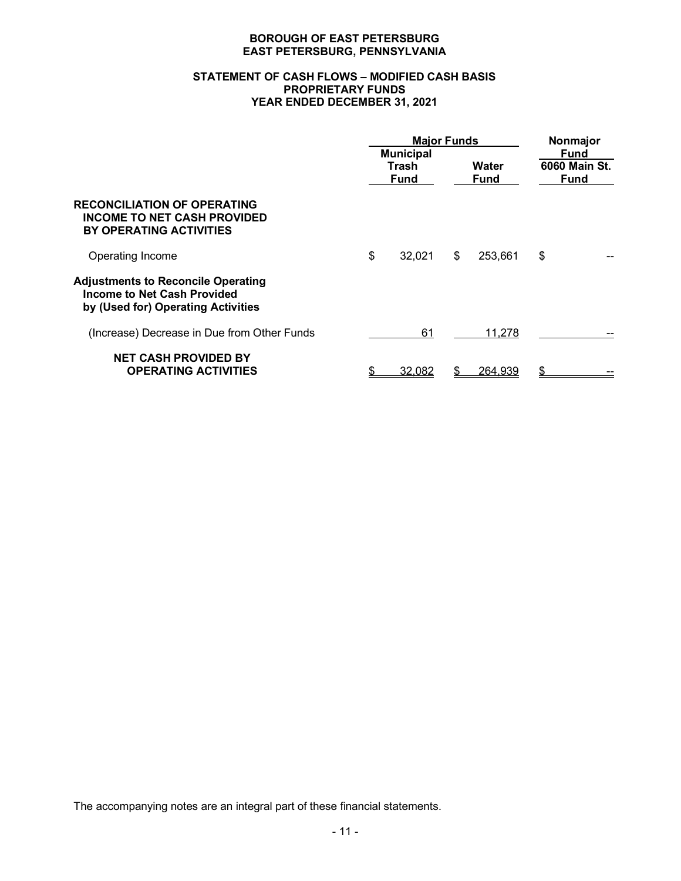**BOROUGH OF EAST PETERSBURG**
**EAST PETERSBURG, PENNSYLVANIA**

**STATEMENT OF CASH FLOWS – MODIFIED CASH BASIS**
**PROPRIETARY FUNDS**
**YEAR ENDED DECEMBER 31, 2021**

| | Major Funds | | Nonmajor Fund |
|---|---|---|---|
| | Municipal Trash Fund | Water Fund | 6060 Main St. Fund |
| **RECONCILIATION OF OPERATING INCOME TO NET CASH PROVIDED BY OPERATING ACTIVITIES** | | | |
| Operating Income | $ 32,021 | $ 253,661 | $ -- |
| **Adjustments to Reconcile Operating Income to Net Cash Provided by (Used for) Operating Activities** | | | |
| (Increase) Decrease in Due from Other Funds | 61 | 11,278 | -- |
| **NET CASH PROVIDED BY OPERATING ACTIVITIES** | $ 32,082 | $ 264,939 | $ -- |

The accompanying notes are an integral part of these financial statements.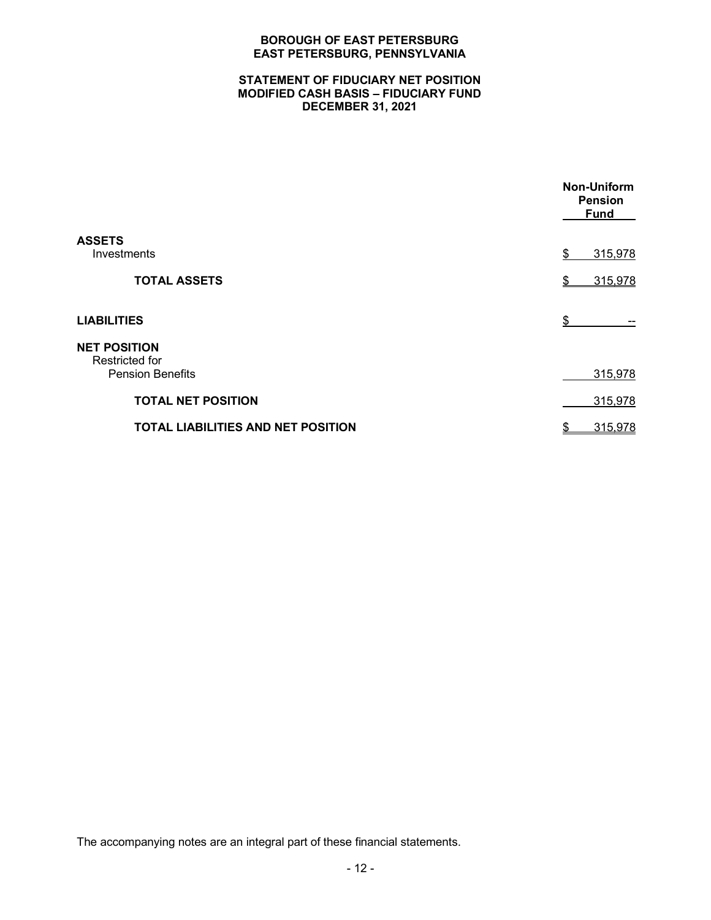# BOROUGH OF EAST PETERSBURG
# EAST PETERSBURG, PENNSYLVANIA

## STATEMENT OF FIDUCIARY NET POSITION
## MODIFIED CASH BASIS – FIDUCIARY FUND
## DECEMBER 31, 2021

| | Non-Uniform Pension Fund |
|---|---|
| **ASSETS** | |
| Investments | $ 315,978 |
| **TOTAL ASSETS** | $ 315,978 |
| **LIABILITIES** | $ -- |
| **NET POSITION** | |
| Restricted for | |
| Pension Benefits | 315,978 |
| **TOTAL NET POSITION** | 315,978 |
| **TOTAL LIABILITIES AND NET POSITION** | $ 315,978 |

The accompanying notes are an integral part of these financial statements.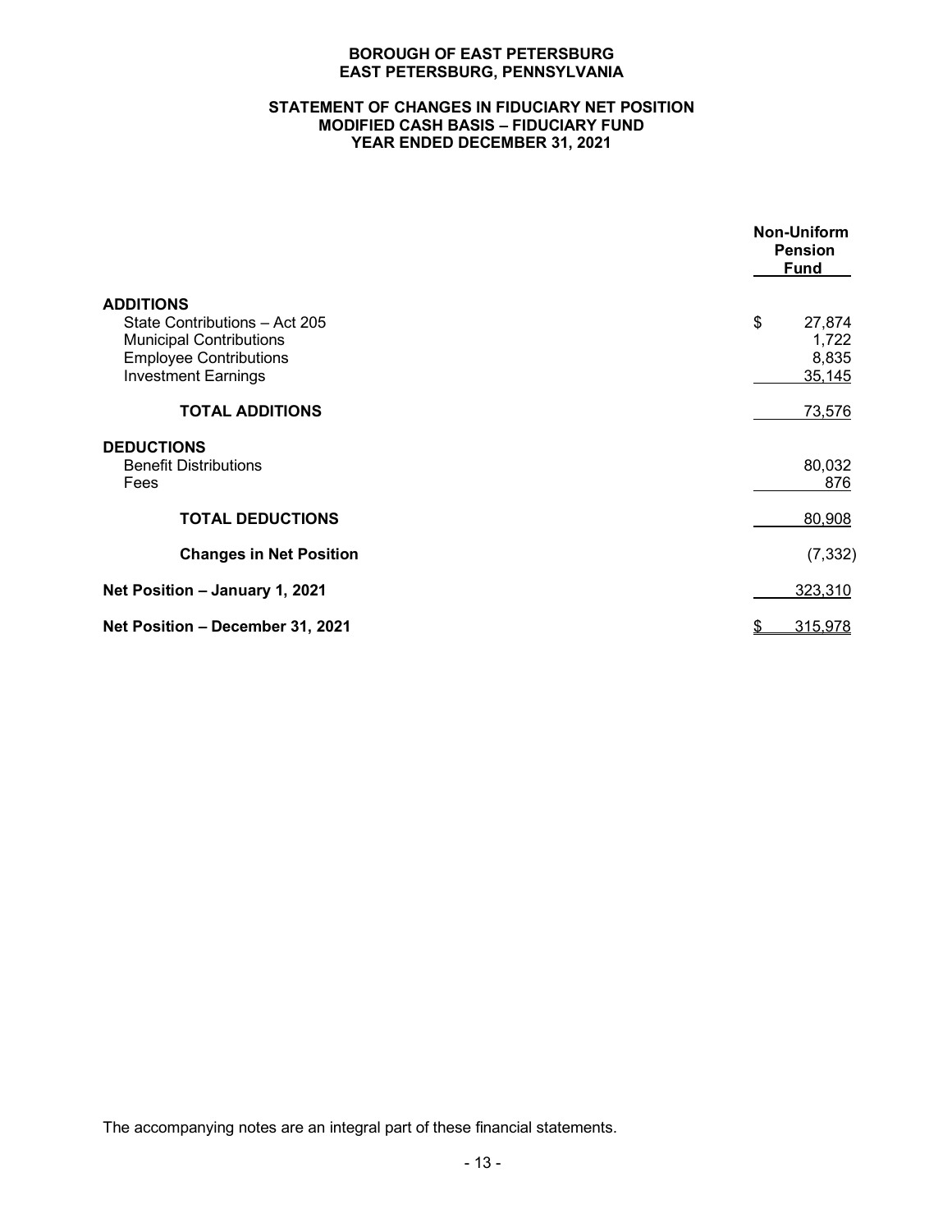**BOROUGH OF EAST PETERSBURG**
**EAST PETERSBURG, PENNSYLVANIA**

**STATEMENT OF CHANGES IN FIDUCIARY NET POSITION**
**MODIFIED CASH BASIS – FIDUCIARY FUND**
**YEAR ENDED DECEMBER 31, 2021**

| | Non-Uniform Pension Fund |
|---|---|
| **ADDITIONS** | |
| State Contributions – Act 205 | $ 27,874 |
| Municipal Contributions | 1,722 |
| Employee Contributions | 8,835 |
| Investment Earnings | 35,145 |
| **TOTAL ADDITIONS** | 73,576 |
| **DEDUCTIONS** | |
| Benefit Distributions | 80,032 |
| Fees | 876 |
| **TOTAL DEDUCTIONS** | 80,908 |
| **Changes in Net Position** | (7,332) |
| **Net Position – January 1, 2021** | 323,310 |
| **Net Position – December 31, 2021** | $ 315,978 |

The accompanying notes are an integral part of these financial statements.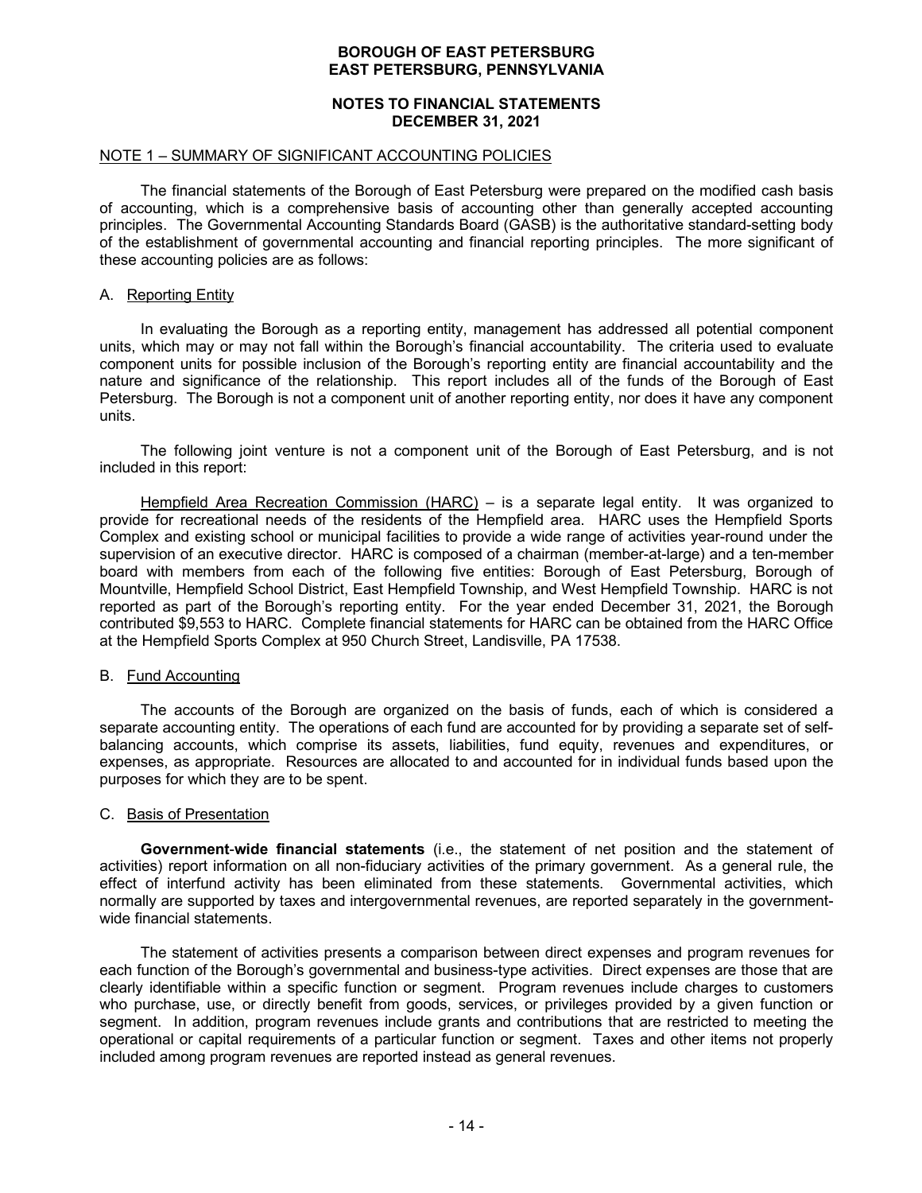**BOROUGH OF EAST PETERSBURG**
**EAST PETERSBURG, PENNSYLVANIA**

**NOTES TO FINANCIAL STATEMENTS**
**DECEMBER 31, 2021**

## NOTE 1 – SUMMARY OF SIGNIFICANT ACCOUNTING POLICIES

The financial statements of the Borough of East Petersburg were prepared on the modified cash basis of accounting, which is a comprehensive basis of accounting other than generally accepted accounting principles. The Governmental Accounting Standards Board (GASB) is the authoritative standard-setting body of the establishment of governmental accounting and financial reporting principles. The more significant of these accounting policies are as follows:

### A. Reporting Entity

In evaluating the Borough as a reporting entity, management has addressed all potential component units, which may or may not fall within the Borough's financial accountability. The criteria used to evaluate component units for possible inclusion of the Borough's reporting entity are financial accountability and the nature and significance of the relationship. This report includes all of the funds of the Borough of East Petersburg. The Borough is not a component unit of another reporting entity, nor does it have any component units.

The following joint venture is not a component unit of the Borough of East Petersburg, and is not included in this report:

Hempfield Area Recreation Commission (HARC) – is a separate legal entity. It was organized to provide for recreational needs of the residents of the Hempfield area. HARC uses the Hempfield Sports Complex and existing school or municipal facilities to provide a wide range of activities year-round under the supervision of an executive director. HARC is composed of a chairman (member-at-large) and a ten-member board with members from each of the following five entities: Borough of East Petersburg, Borough of Mountville, Hempfield School District, East Hempfield Township, and West Hempfield Township. HARC is not reported as part of the Borough's reporting entity. For the year ended December 31, 2021, the Borough contributed $9,553 to HARC. Complete financial statements for HARC can be obtained from the HARC Office at the Hempfield Sports Complex at 950 Church Street, Landisville, PA 17538.

### B. Fund Accounting

The accounts of the Borough are organized on the basis of funds, each of which is considered a separate accounting entity. The operations of each fund are accounted for by providing a separate set of self-balancing accounts, which comprise its assets, liabilities, fund equity, revenues and expenditures, or expenses, as appropriate. Resources are allocated to and accounted for in individual funds based upon the purposes for which they are to be spent.

### C. Basis of Presentation

**Government-wide financial statements** (i.e., the statement of net position and the statement of activities) report information on all non-fiduciary activities of the primary government. As a general rule, the effect of interfund activity has been eliminated from these statements. Governmental activities, which normally are supported by taxes and intergovernmental revenues, are reported separately in the government-wide financial statements.

The statement of activities presents a comparison between direct expenses and program revenues for each function of the Borough's governmental and business-type activities. Direct expenses are those that are clearly identifiable within a specific function or segment. Program revenues include charges to customers who purchase, use, or directly benefit from goods, services, or privileges provided by a given function or segment. In addition, program revenues include grants and contributions that are restricted to meeting the operational or capital requirements of a particular function or segment. Taxes and other items not properly included among program revenues are reported instead as general revenues.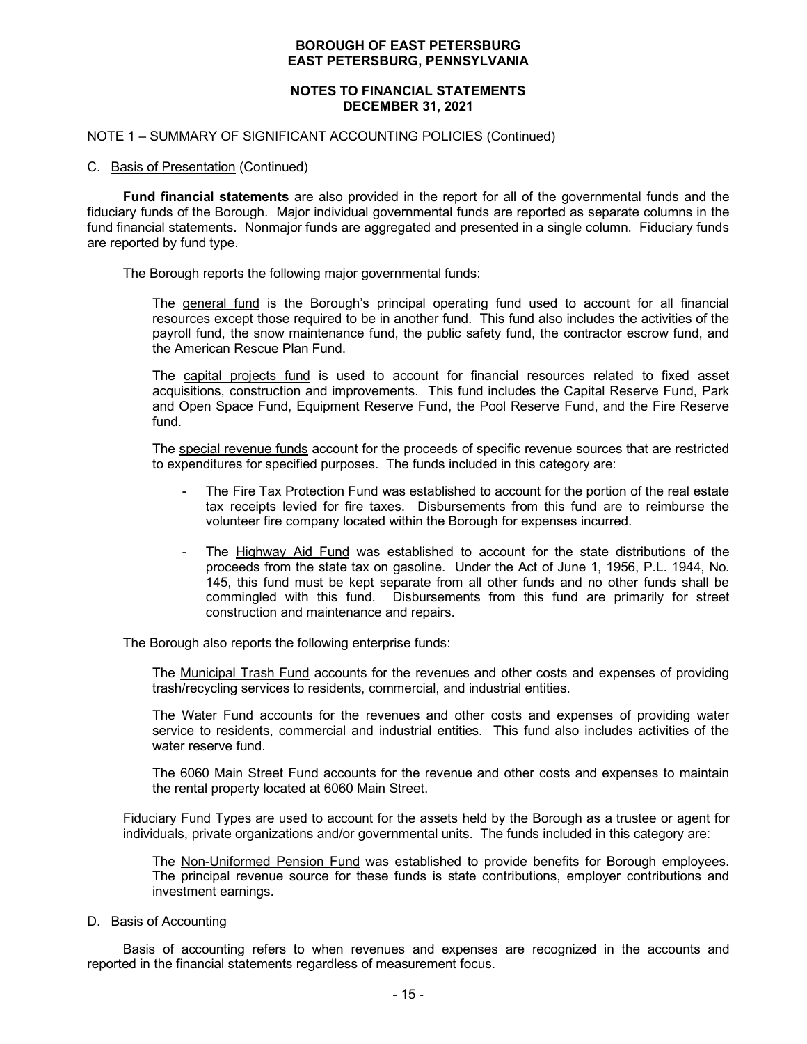NOTE 1 – SUMMARY OF SIGNIFICANT ACCOUNTING POLICIES (Continued)

C. Basis of Presentation (Continued)

**Fund financial statements** are also provided in the report for all of the governmental funds and the fiduciary funds of the Borough. Major individual governmental funds are reported as separate columns in the fund financial statements. Nonmajor funds are aggregated and presented in a single column. Fiduciary funds are reported by fund type.

The Borough reports the following major governmental funds:

The general fund is the Borough's principal operating fund used to account for all financial resources except those required to be in another fund. This fund also includes the activities of the payroll fund, the snow maintenance fund, the public safety fund, the contractor escrow fund, and the American Rescue Plan Fund.

The capital projects fund is used to account for financial resources related to fixed asset acquisitions, construction and improvements. This fund includes the Capital Reserve Fund, Park and Open Space Fund, Equipment Reserve Fund, the Pool Reserve Fund, and the Fire Reserve fund.

The special revenue funds account for the proceeds of specific revenue sources that are restricted to expenditures for specified purposes. The funds included in this category are:

- The Fire Tax Protection Fund was established to account for the portion of the real estate tax receipts levied for fire taxes. Disbursements from this fund are to reimburse the volunteer fire company located within the Borough for expenses incurred.
- The Highway Aid Fund was established to account for the state distributions of the proceeds from the state tax on gasoline. Under the Act of June 1, 1956, P.L. 1944, No. 145, this fund must be kept separate from all other funds and no other funds shall be commingled with this fund. Disbursements from this fund are primarily for street construction and maintenance and repairs.

The Borough also reports the following enterprise funds:

The Municipal Trash Fund accounts for the revenues and other costs and expenses of providing trash/recycling services to residents, commercial, and industrial entities.

The Water Fund accounts for the revenues and other costs and expenses of providing water service to residents, commercial and industrial entities. This fund also includes activities of the water reserve fund.

The 6060 Main Street Fund accounts for the revenue and other costs and expenses to maintain the rental property located at 6060 Main Street.

Fiduciary Fund Types are used to account for the assets held by the Borough as a trustee or agent for individuals, private organizations and/or governmental units. The funds included in this category are:

The Non-Uniformed Pension Fund was established to provide benefits for Borough employees. The principal revenue source for these funds is state contributions, employer contributions and investment earnings.

D. Basis of Accounting

Basis of accounting refers to when revenues and expenses are recognized in the accounts and reported in the financial statements regardless of measurement focus.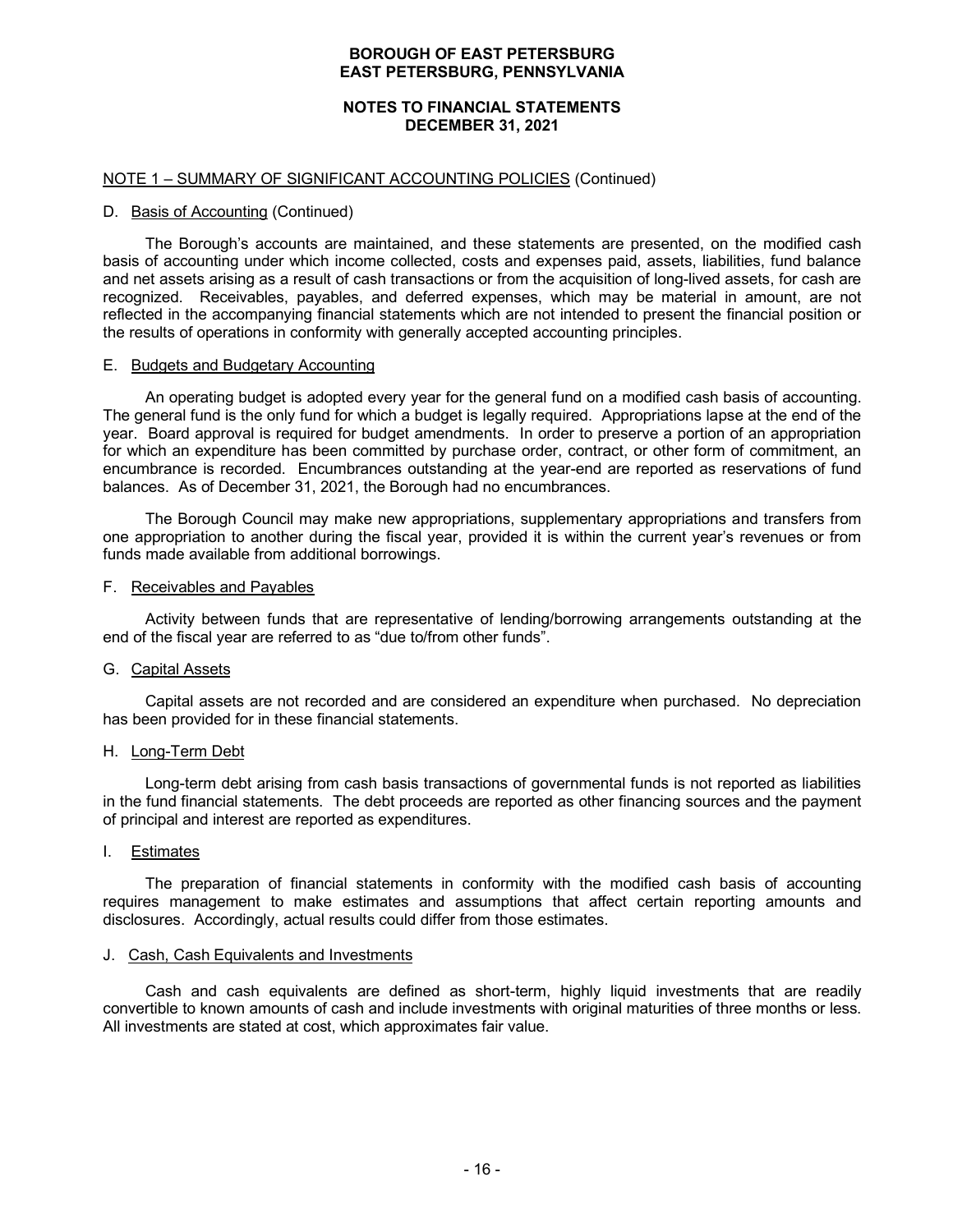**BOROUGH OF EAST PETERSBURG**
**EAST PETERSBURG, PENNSYLVANIA**

**NOTES TO FINANCIAL STATEMENTS**
**DECEMBER 31, 2021**

NOTE 1 – SUMMARY OF SIGNIFICANT ACCOUNTING POLICIES (Continued)

D. Basis of Accounting (Continued)

The Borough's accounts are maintained, and these statements are presented, on the modified cash basis of accounting under which income collected, costs and expenses paid, assets, liabilities, fund balance and net assets arising as a result of cash transactions or from the acquisition of long-lived assets, for cash are recognized. Receivables, payables, and deferred expenses, which may be material in amount, are not reflected in the accompanying financial statements which are not intended to present the financial position or the results of operations in conformity with generally accepted accounting principles.

E. Budgets and Budgetary Accounting

An operating budget is adopted every year for the general fund on a modified cash basis of accounting. The general fund is the only fund for which a budget is legally required. Appropriations lapse at the end of the year. Board approval is required for budget amendments. In order to preserve a portion of an appropriation for which an expenditure has been committed by purchase order, contract, or other form of commitment, an encumbrance is recorded. Encumbrances outstanding at the year-end are reported as reservations of fund balances. As of December 31, 2021, the Borough had no encumbrances.

The Borough Council may make new appropriations, supplementary appropriations and transfers from one appropriation to another during the fiscal year, provided it is within the current year's revenues or from funds made available from additional borrowings.

F. Receivables and Payables

Activity between funds that are representative of lending/borrowing arrangements outstanding at the end of the fiscal year are referred to as "due to/from other funds".

G. Capital Assets

Capital assets are not recorded and are considered an expenditure when purchased. No depreciation has been provided for in these financial statements.

H. Long-Term Debt

Long-term debt arising from cash basis transactions of governmental funds is not reported as liabilities in the fund financial statements. The debt proceeds are reported as other financing sources and the payment of principal and interest are reported as expenditures.

I. Estimates

The preparation of financial statements in conformity with the modified cash basis of accounting requires management to make estimates and assumptions that affect certain reporting amounts and disclosures. Accordingly, actual results could differ from those estimates.

J. Cash, Cash Equivalents and Investments

Cash and cash equivalents are defined as short-term, highly liquid investments that are readily convertible to known amounts of cash and include investments with original maturities of three months or less. All investments are stated at cost, which approximates fair value.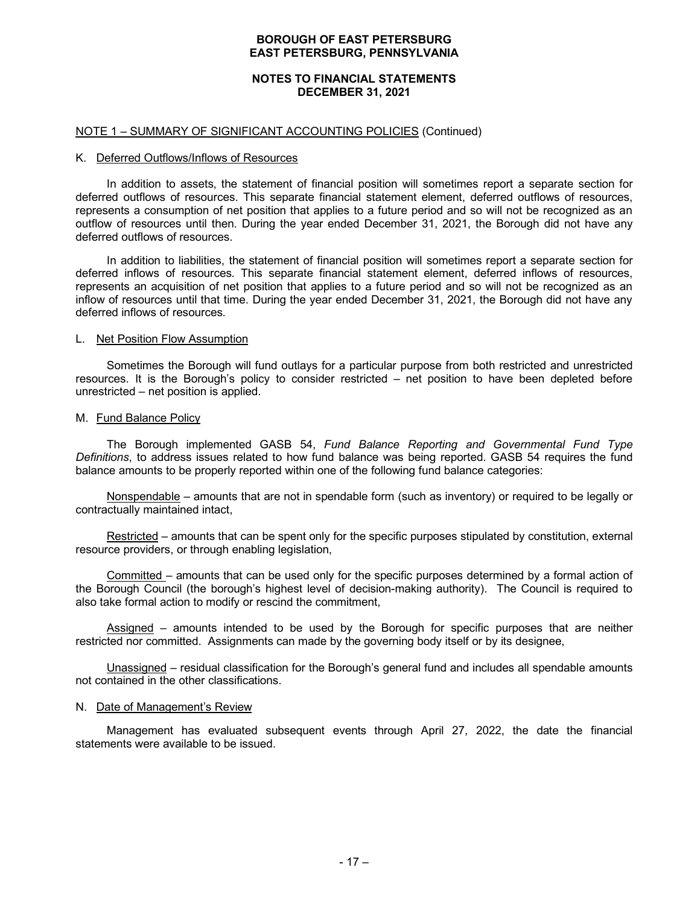## NOTE 1 – SUMMARY OF SIGNIFICANT ACCOUNTING POLICIES (Continued)

### K. Deferred Outflows/Inflows of Resources

In addition to assets, the statement of financial position will sometimes report a separate section for deferred outflows of resources. This separate financial statement element, deferred outflows of resources, represents a consumption of net position that applies to a future period and so will not be recognized as an outflow of resources until then. During the year ended December 31, 2021, the Borough did not have any deferred outflows of resources.

In addition to liabilities, the statement of financial position will sometimes report a separate section for deferred inflows of resources. This separate financial statement element, deferred inflows of resources, represents an acquisition of net position that applies to a future period and so will not be recognized as an inflow of resources until that time. During the year ended December 31, 2021, the Borough did not have any deferred inflows of resources.

### L. Net Position Flow Assumption

Sometimes the Borough will fund outlays for a particular purpose from both restricted and unrestricted resources. It is the Borough's policy to consider restricted – net position to have been depleted before unrestricted – net position is applied.

### M. Fund Balance Policy

The Borough implemented GASB 54, *Fund Balance Reporting and Governmental Fund Type Definitions*, to address issues related to how fund balance was being reported. GASB 54 requires the fund balance amounts to be properly reported within one of the following fund balance categories:

Nonspendable – amounts that are not in spendable form (such as inventory) or required to be legally or contractually maintained intact,

Restricted – amounts that can be spent only for the specific purposes stipulated by constitution, external resource providers, or through enabling legislation,

Committed – amounts that can be used only for the specific purposes determined by a formal action of the Borough Council (the borough's highest level of decision-making authority). The Council is required to also take formal action to modify or rescind the commitment,

Assigned – amounts intended to be used by the Borough for specific purposes that are neither restricted nor committed. Assignments can made by the governing body itself or by its designee,

Unassigned – residual classification for the Borough's general fund and includes all spendable amounts not contained in the other classifications.

### N. Date of Management's Review

Management has evaluated subsequent events through April 27, 2022, the date the financial statements were available to be issued.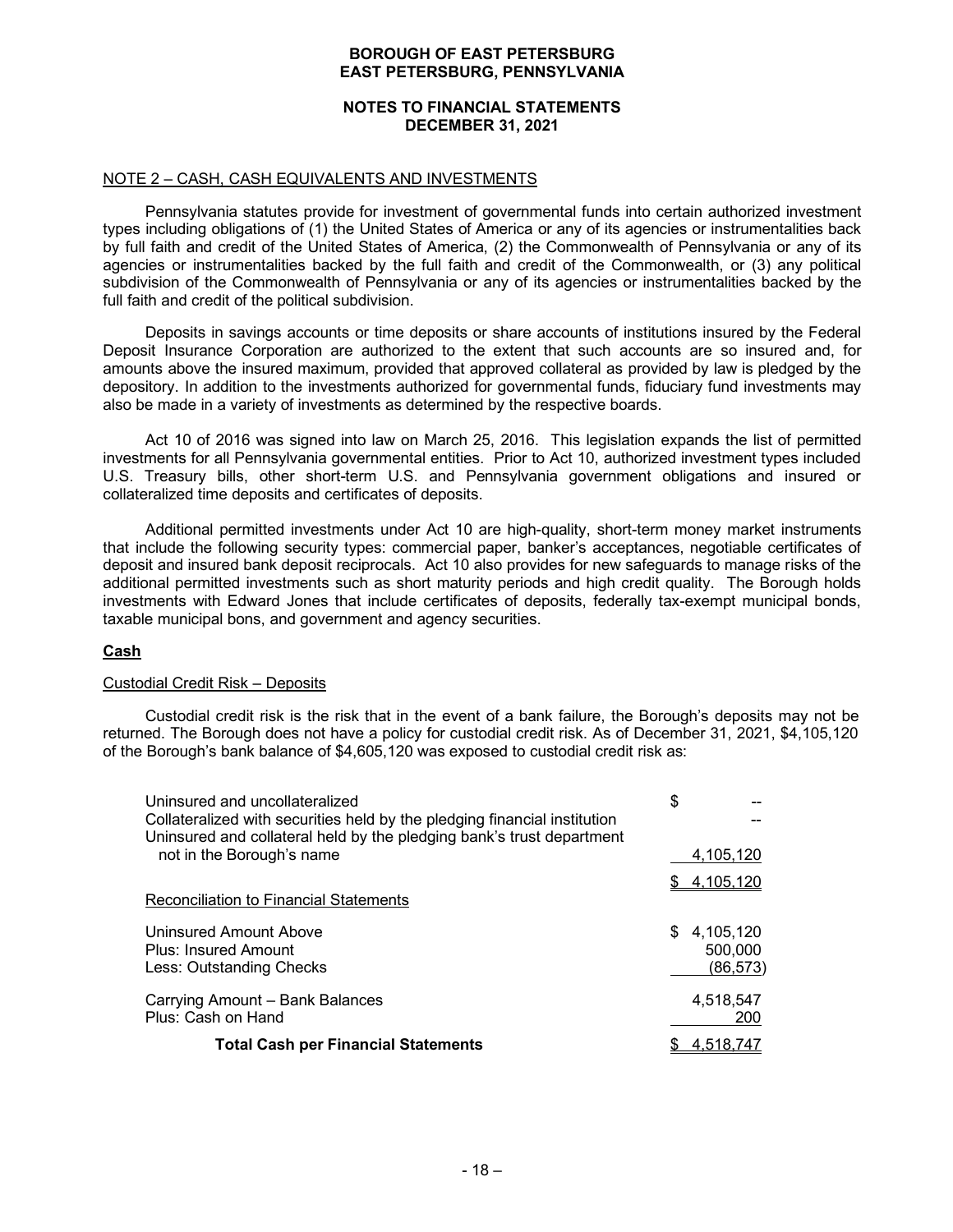# BOROUGH OF EAST PETERSBURG
# EAST PETERSBURG, PENNSYLVANIA

## NOTES TO FINANCIAL STATEMENTS
## DECEMBER 31, 2021

### NOTE 2 – CASH, CASH EQUIVALENTS AND INVESTMENTS

Pennsylvania statutes provide for investment of governmental funds into certain authorized investment types including obligations of (1) the United States of America or any of its agencies or instrumentalities back by full faith and credit of the United States of America, (2) the Commonwealth of Pennsylvania or any of its agencies or instrumentalities backed by the full faith and credit of the Commonwealth, or (3) any political subdivision of the Commonwealth of Pennsylvania or any of its agencies or instrumentalities backed by the full faith and credit of the political subdivision.

Deposits in savings accounts or time deposits or share accounts of institutions insured by the Federal Deposit Insurance Corporation are authorized to the extent that such accounts are so insured and, for amounts above the insured maximum, provided that approved collateral as provided by law is pledged by the depository. In addition to the investments authorized for governmental funds, fiduciary fund investments may also be made in a variety of investments as determined by the respective boards.

Act 10 of 2016 was signed into law on March 25, 2016. This legislation expands the list of permitted investments for all Pennsylvania governmental entities. Prior to Act 10, authorized investment types included U.S. Treasury bills, other short-term U.S. and Pennsylvania government obligations and insured or collateralized time deposits and certificates of deposits.

Additional permitted investments under Act 10 are high-quality, short-term money market instruments that include the following security types: commercial paper, banker's acceptances, negotiable certificates of deposit and insured bank deposit reciprocals. Act 10 also provides for new safeguards to manage risks of the additional permitted investments such as short maturity periods and high credit quality. The Borough holds investments with Edward Jones that include certificates of deposits, federally tax-exempt municipal bonds, taxable municipal bons, and government and agency securities.

### Cash

#### Custodial Credit Risk – Deposits

Custodial credit risk is the risk that in the event of a bank failure, the Borough's deposits may not be returned. The Borough does not have a policy for custodial credit risk. As of December 31, 2021, $4,105,120 of the Borough's bank balance of $4,605,120 was exposed to custodial credit risk as:

| | |
|---|---|
| Uninsured and uncollateralized | $ -- |
| Collateralized with securities held by the pledging financial institution | -- |
| Uninsured and collateral held by the pledging bank's trust department not in the Borough's name | 4,105,120 |
| | $ 4,105,120 |
| Reconciliation to Financial Statements | |
| Uninsured Amount Above | $ 4,105,120 |
| Plus: Insured Amount | 500,000 |
| Less: Outstanding Checks | (86,573) |
| Carrying Amount – Bank Balances | 4,518,547 |
| Plus: Cash on Hand | 200 |
| **Total Cash per Financial Statements** | $ 4,518,747 |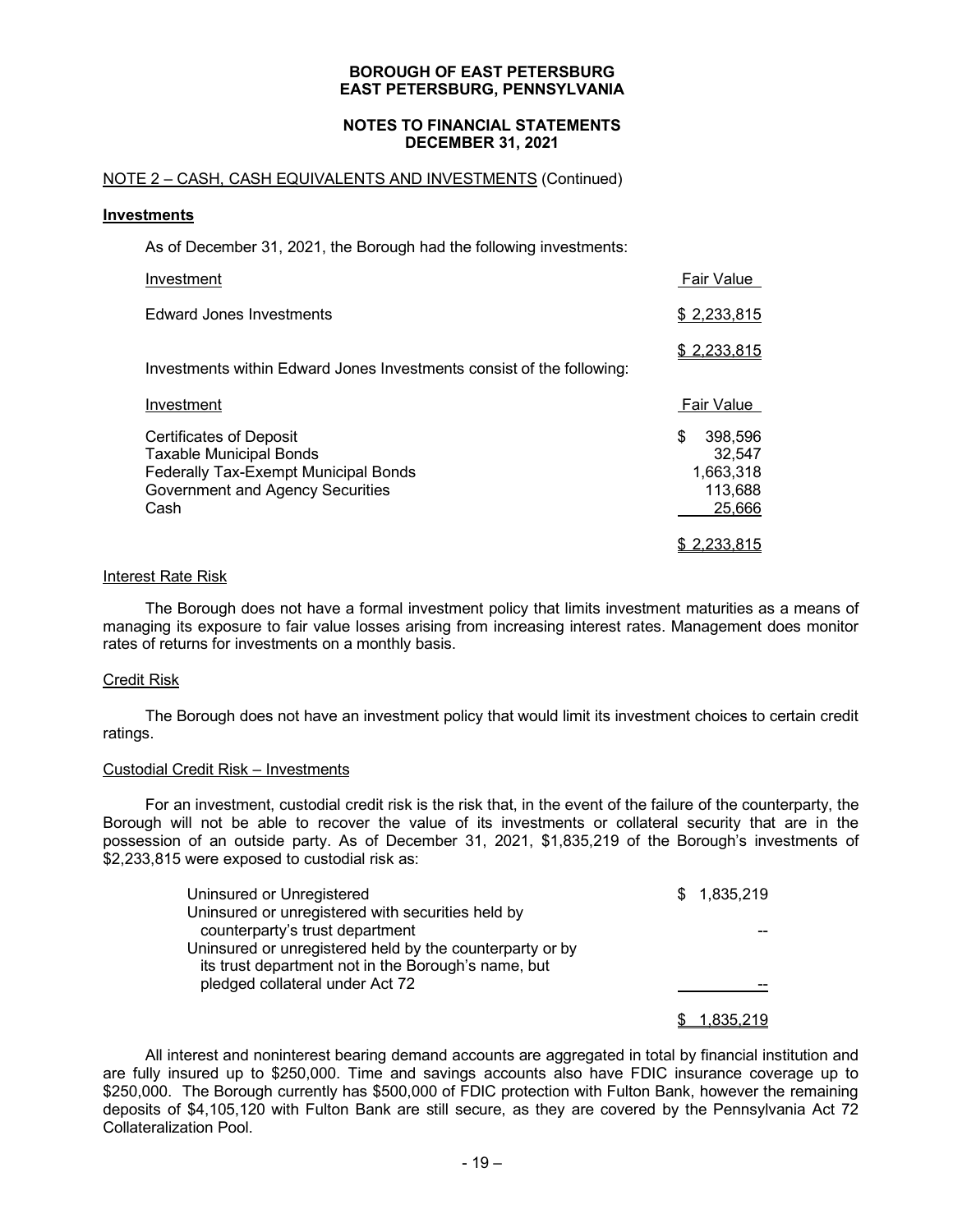**BOROUGH OF EAST PETERSBURG**
**EAST PETERSBURG, PENNSYLVANIA**

**NOTES TO FINANCIAL STATEMENTS**
**DECEMBER 31, 2021**

NOTE 2 – CASH, CASH EQUIVALENTS AND INVESTMENTS (Continued)

**Investments**

As of December 31, 2021, the Borough had the following investments:

| Investment | Fair Value |
|---|---|
| Edward Jones Investments | $ 2,233,815 |
| | $ 2,233,815 |

Investments within Edward Jones Investments consist of the following:

| Investment | Fair Value |
|---|---|
| Certificates of Deposit | $ 398,596 |
| Taxable Municipal Bonds | 32,547 |
| Federally Tax-Exempt Municipal Bonds | 1,663,318 |
| Government and Agency Securities | 113,688 |
| Cash | 25,666 |
| | $ 2,233,815 |

Interest Rate Risk

The Borough does not have a formal investment policy that limits investment maturities as a means of managing its exposure to fair value losses arising from increasing interest rates. Management does monitor rates of returns for investments on a monthly basis.

Credit Risk

The Borough does not have an investment policy that would limit its investment choices to certain credit ratings.

Custodial Credit Risk – Investments

For an investment, custodial credit risk is the risk that, in the event of the failure of the counterparty, the Borough will not be able to recover the value of its investments or collateral security that are in the possession of an outside party. As of December 31, 2021, $1,835,219 of the Borough's investments of $2,233,815 were exposed to custodial risk as:

| | |
|---|---|
| Uninsured or Unregistered | $ 1,835,219 |
| Uninsured or unregistered with securities held by counterparty's trust department | -- |
| Uninsured or unregistered held by the counterparty or by its trust department not in the Borough's name, but pledged collateral under Act 72 | -- |
| | $ 1,835,219 |

All interest and noninterest bearing demand accounts are aggregated in total by financial institution and are fully insured up to $250,000. Time and savings accounts also have FDIC insurance coverage up to $250,000. The Borough currently has $500,000 of FDIC protection with Fulton Bank, however the remaining deposits of $4,105,120 with Fulton Bank are still secure, as they are covered by the Pennsylvania Act 72 Collateralization Pool.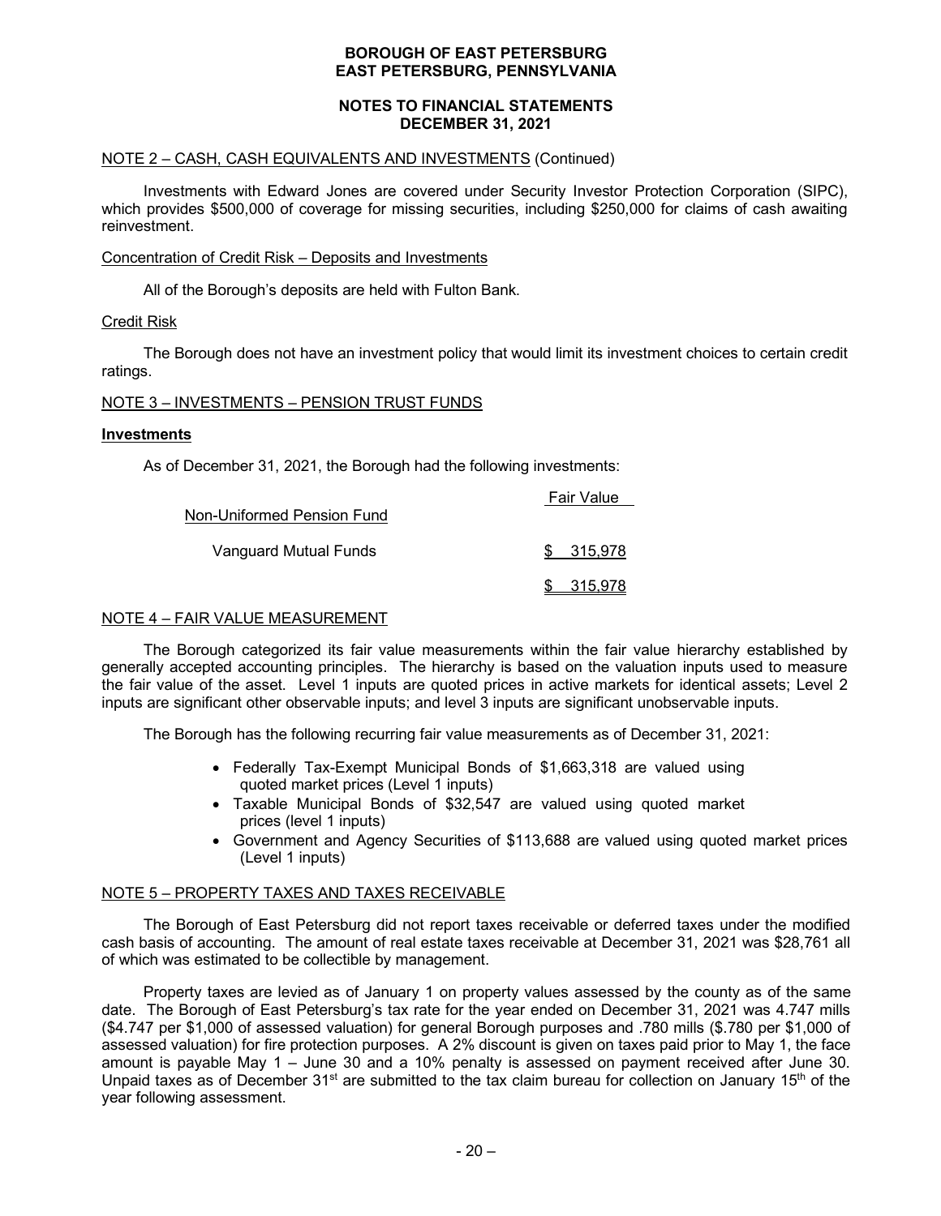# BOROUGH OF EAST PETERSBURG
# EAST PETERSBURG, PENNSYLVANIA

## NOTES TO FINANCIAL STATEMENTS
## DECEMBER 31, 2021

NOTE 2 – CASH, CASH EQUIVALENTS AND INVESTMENTS (Continued)

Investments with Edward Jones are covered under Security Investor Protection Corporation (SIPC), which provides $500,000 of coverage for missing securities, including $250,000 for claims of cash awaiting reinvestment.

Concentration of Credit Risk – Deposits and Investments

All of the Borough's deposits are held with Fulton Bank.

Credit Risk

The Borough does not have an investment policy that would limit its investment choices to certain credit ratings.

NOTE 3 – INVESTMENTS – PENSION TRUST FUNDS

**Investments**

As of December 31, 2021, the Borough had the following investments:

| | Fair Value |
|---|---|
| Non-Uniformed Pension Fund | |
| Vanguard Mutual Funds | $ 315,978 |
| | $ 315,978 |

NOTE 4 – FAIR VALUE MEASUREMENT

The Borough categorized its fair value measurements within the fair value hierarchy established by generally accepted accounting principles. The hierarchy is based on the valuation inputs used to measure the fair value of the asset. Level 1 inputs are quoted prices in active markets for identical assets; Level 2 inputs are significant other observable inputs; and level 3 inputs are significant unobservable inputs.

The Borough has the following recurring fair value measurements as of December 31, 2021:

- Federally Tax-Exempt Municipal Bonds of $1,663,318 are valued using quoted market prices (Level 1 inputs)
- Taxable Municipal Bonds of $32,547 are valued using quoted market prices (level 1 inputs)
- Government and Agency Securities of $113,688 are valued using quoted market prices (Level 1 inputs)

NOTE 5 – PROPERTY TAXES AND TAXES RECEIVABLE

The Borough of East Petersburg did not report taxes receivable or deferred taxes under the modified cash basis of accounting. The amount of real estate taxes receivable at December 31, 2021 was $28,761 all of which was estimated to be collectible by management.

Property taxes are levied as of January 1 on property values assessed by the county as of the same date. The Borough of East Petersburg's tax rate for the year ended on December 31, 2021 was 4.747 mills ($4.747 per $1,000 of assessed valuation) for general Borough purposes and .780 mills ($.780 per $1,000 of assessed valuation) for fire protection purposes. A 2% discount is given on taxes paid prior to May 1, the face amount is payable May 1 – June 30 and a 10% penalty is assessed on payment received after June 30. Unpaid taxes as of December 31st are submitted to the tax claim bureau for collection on January 15th of the year following assessment.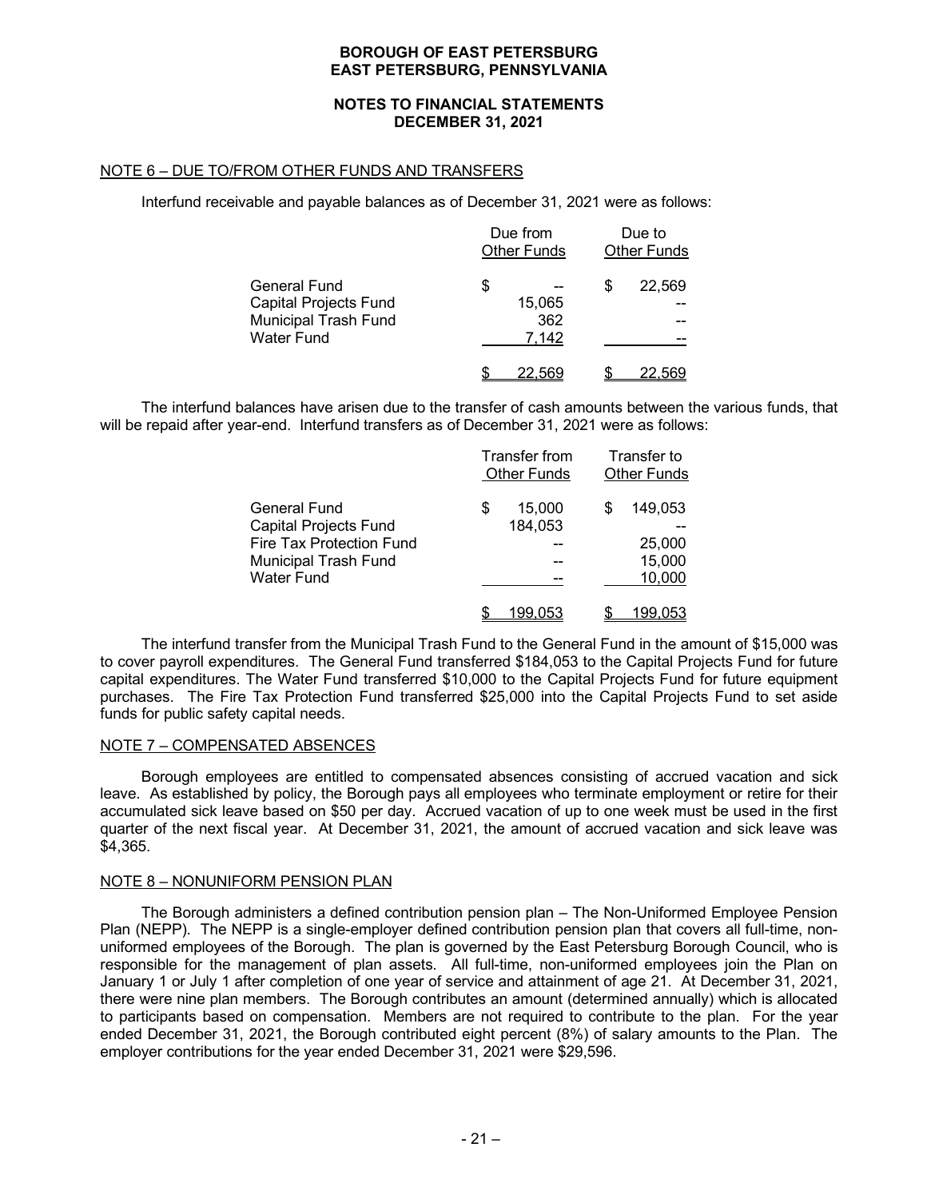**BOROUGH OF EAST PETERSBURG**
**EAST PETERSBURG, PENNSYLVANIA**

**NOTES TO FINANCIAL STATEMENTS**
**DECEMBER 31, 2021**

## NOTE 6 – DUE TO/FROM OTHER FUNDS AND TRANSFERS

Interfund receivable and payable balances as of December 31, 2021 were as follows:

| | Due from Other Funds | Due to Other Funds |
|---|---|---|
| General Fund | $ -- | $ 22,569 |
| Capital Projects Fund | 15,065 | -- |
| Municipal Trash Fund | 362 | -- |
| Water Fund | 7,142 | -- |
| | $ 22,569 | $ 22,569 |

The interfund balances have arisen due to the transfer of cash amounts between the various funds, that will be repaid after year-end. Interfund transfers as of December 31, 2021 were as follows:

| | Transfer from Other Funds | Transfer to Other Funds |
|---|---|---|
| General Fund | $ 15,000 | $ 149,053 |
| Capital Projects Fund | 184,053 | -- |
| Fire Tax Protection Fund | -- | 25,000 |
| Municipal Trash Fund | -- | 15,000 |
| Water Fund | -- | 10,000 |
| | $ 199,053 | $ 199,053 |

The interfund transfer from the Municipal Trash Fund to the General Fund in the amount of $15,000 was to cover payroll expenditures. The General Fund transferred $184,053 to the Capital Projects Fund for future capital expenditures. The Water Fund transferred $10,000 to the Capital Projects Fund for future equipment purchases. The Fire Tax Protection Fund transferred $25,000 into the Capital Projects Fund to set aside funds for public safety capital needs.

## NOTE 7 – COMPENSATED ABSENCES

Borough employees are entitled to compensated absences consisting of accrued vacation and sick leave. As established by policy, the Borough pays all employees who terminate employment or retire for their accumulated sick leave based on $50 per day. Accrued vacation of up to one week must be used in the first quarter of the next fiscal year. At December 31, 2021, the amount of accrued vacation and sick leave was $4,365.

## NOTE 8 – NONUNIFORM PENSION PLAN

The Borough administers a defined contribution pension plan – The Non-Uniformed Employee Pension Plan (NEPP). The NEPP is a single-employer defined contribution pension plan that covers all full-time, non-uniformed employees of the Borough. The plan is governed by the East Petersburg Borough Council, who is responsible for the management of plan assets. All full-time, non-uniformed employees join the Plan on January 1 or July 1 after completion of one year of service and attainment of age 21. At December 31, 2021, there were nine plan members. The Borough contributes an amount (determined annually) which is allocated to participants based on compensation. Members are not required to contribute to the plan. For the year ended December 31, 2021, the Borough contributed eight percent (8%) of salary amounts to the Plan. The employer contributions for the year ended December 31, 2021 were $29,596.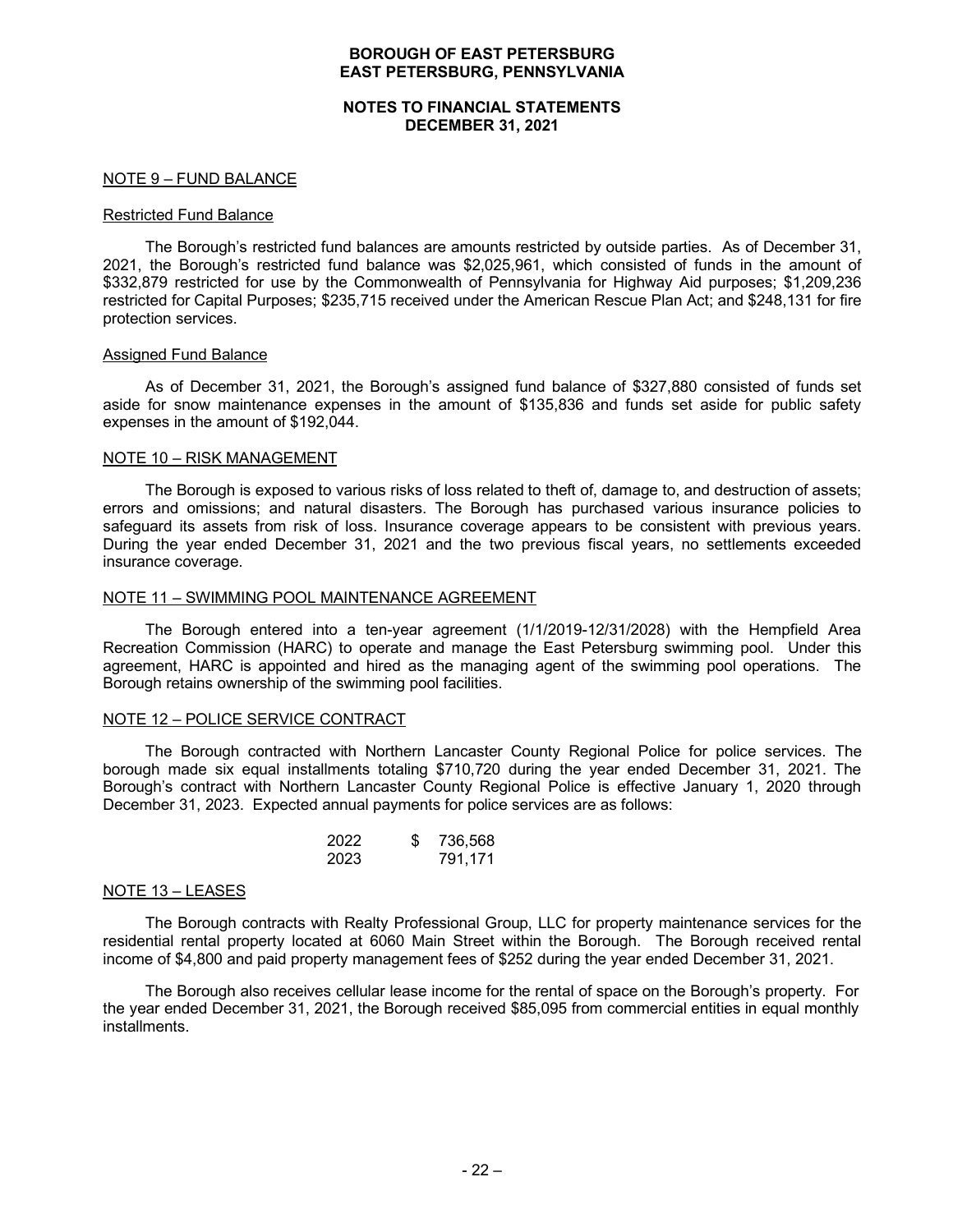**BOROUGH OF EAST PETERSBURG**
**EAST PETERSBURG, PENNSYLVANIA**

**NOTES TO FINANCIAL STATEMENTS**
**DECEMBER 31, 2021**

## NOTE 9 – FUND BALANCE

### Restricted Fund Balance

The Borough's restricted fund balances are amounts restricted by outside parties. As of December 31, 2021, the Borough's restricted fund balance was $2,025,961, which consisted of funds in the amount of $332,879 restricted for use by the Commonwealth of Pennsylvania for Highway Aid purposes; $1,209,236 restricted for Capital Purposes; $235,715 received under the American Rescue Plan Act; and $248,131 for fire protection services.

### Assigned Fund Balance

As of December 31, 2021, the Borough's assigned fund balance of $327,880 consisted of funds set aside for snow maintenance expenses in the amount of $135,836 and funds set aside for public safety expenses in the amount of $192,044.

## NOTE 10 – RISK MANAGEMENT

The Borough is exposed to various risks of loss related to theft of, damage to, and destruction of assets; errors and omissions; and natural disasters. The Borough has purchased various insurance policies to safeguard its assets from risk of loss. Insurance coverage appears to be consistent with previous years. During the year ended December 31, 2021 and the two previous fiscal years, no settlements exceeded insurance coverage.

## NOTE 11 – SWIMMING POOL MAINTENANCE AGREEMENT

The Borough entered into a ten-year agreement (1/1/2019-12/31/2028) with the Hempfield Area Recreation Commission (HARC) to operate and manage the East Petersburg swimming pool. Under this agreement, HARC is appointed and hired as the managing agent of the swimming pool operations. The Borough retains ownership of the swimming pool facilities.

## NOTE 12 – POLICE SERVICE CONTRACT

The Borough contracted with Northern Lancaster County Regional Police for police services. The borough made six equal installments totaling $710,720 during the year ended December 31, 2021. The Borough's contract with Northern Lancaster County Regional Police is effective January 1, 2020 through December 31, 2023. Expected annual payments for police services are as follows:

| | |
|---|---|
| 2022 | $ 736,568 |
| 2023 | 791,171 |

## NOTE 13 – LEASES

The Borough contracts with Realty Professional Group, LLC for property maintenance services for the residential rental property located at 6060 Main Street within the Borough. The Borough received rental income of $4,800 and paid property management fees of $252 during the year ended December 31, 2021.

The Borough also receives cellular lease income for the rental of space on the Borough's property. For the year ended December 31, 2021, the Borough received $85,095 from commercial entities in equal monthly installments.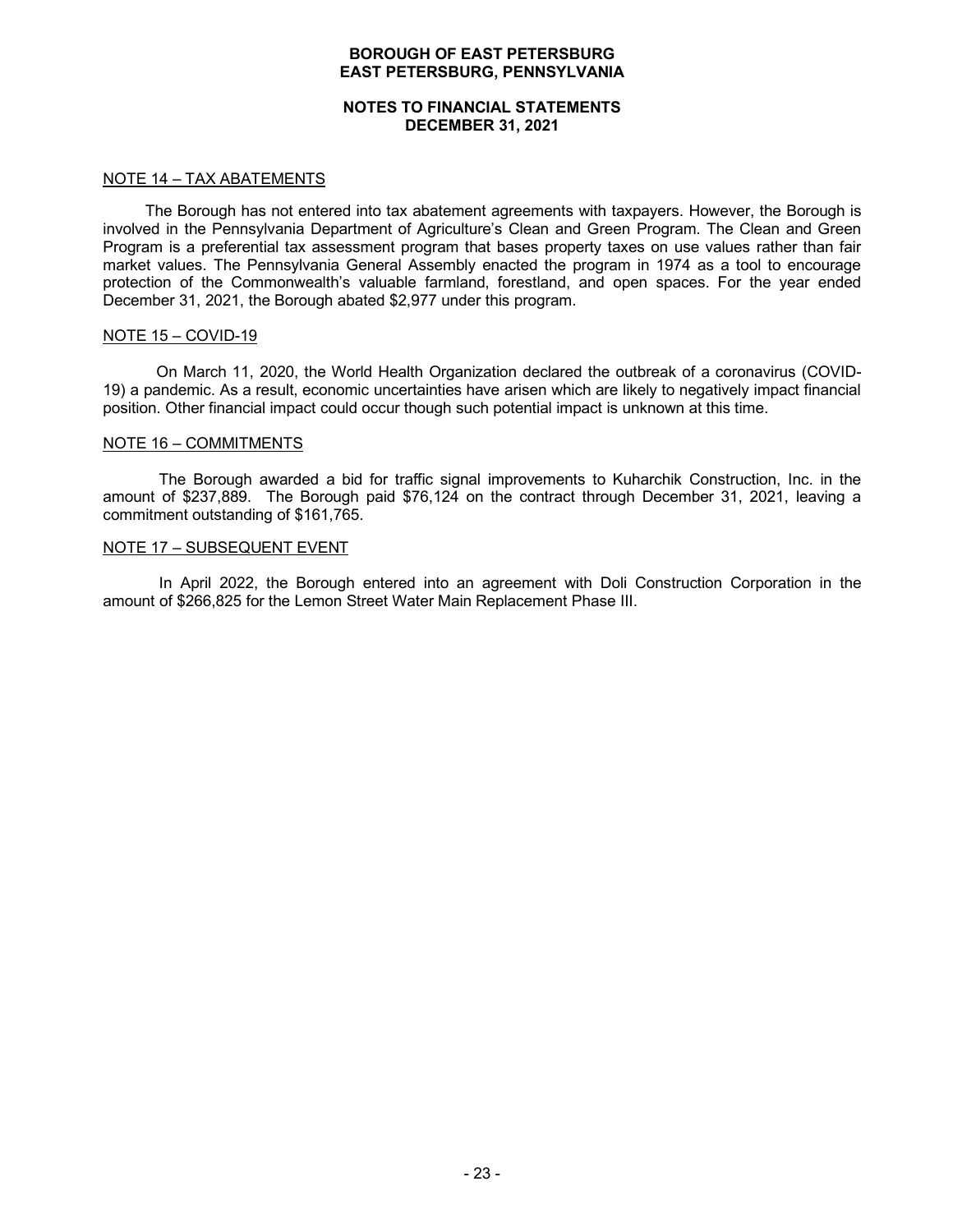## NOTE 14 – TAX ABATEMENTS

The Borough has not entered into tax abatement agreements with taxpayers. However, the Borough is involved in the Pennsylvania Department of Agriculture's Clean and Green Program. The Clean and Green Program is a preferential tax assessment program that bases property taxes on use values rather than fair market values. The Pennsylvania General Assembly enacted the program in 1974 as a tool to encourage protection of the Commonwealth's valuable farmland, forestland, and open spaces. For the year ended December 31, 2021, the Borough abated $2,977 under this program.

## NOTE 15 – COVID-19

On March 11, 2020, the World Health Organization declared the outbreak of a coronavirus (COVID-19) a pandemic. As a result, economic uncertainties have arisen which are likely to negatively impact financial position. Other financial impact could occur though such potential impact is unknown at this time.

## NOTE 16 – COMMITMENTS

The Borough awarded a bid for traffic signal improvements to Kuharchik Construction, Inc. in the amount of $237,889. The Borough paid $76,124 on the contract through December 31, 2021, leaving a commitment outstanding of $161,765.

## NOTE 17 – SUBSEQUENT EVENT

In April 2022, the Borough entered into an agreement with Doli Construction Corporation in the amount of $266,825 for the Lemon Street Water Main Replacement Phase III.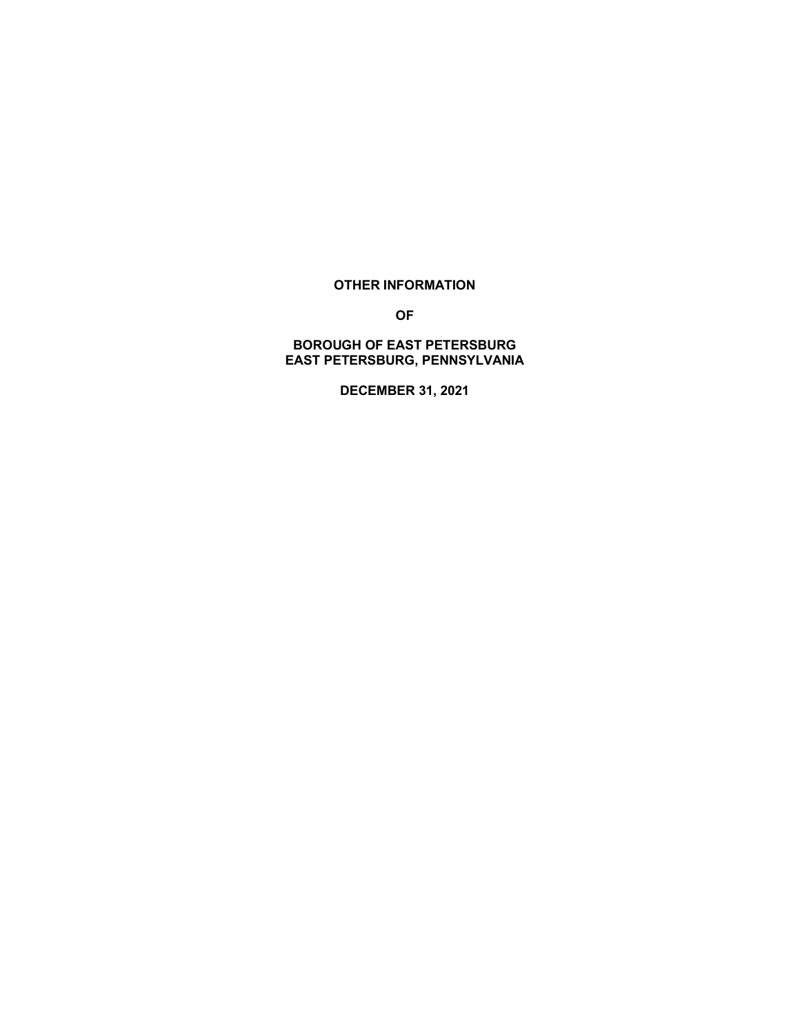**OTHER INFORMATION**

**OF**

**BOROUGH OF EAST PETERSBURG**
**EAST PETERSBURG, PENNSYLVANIA**

**DECEMBER 31, 2021**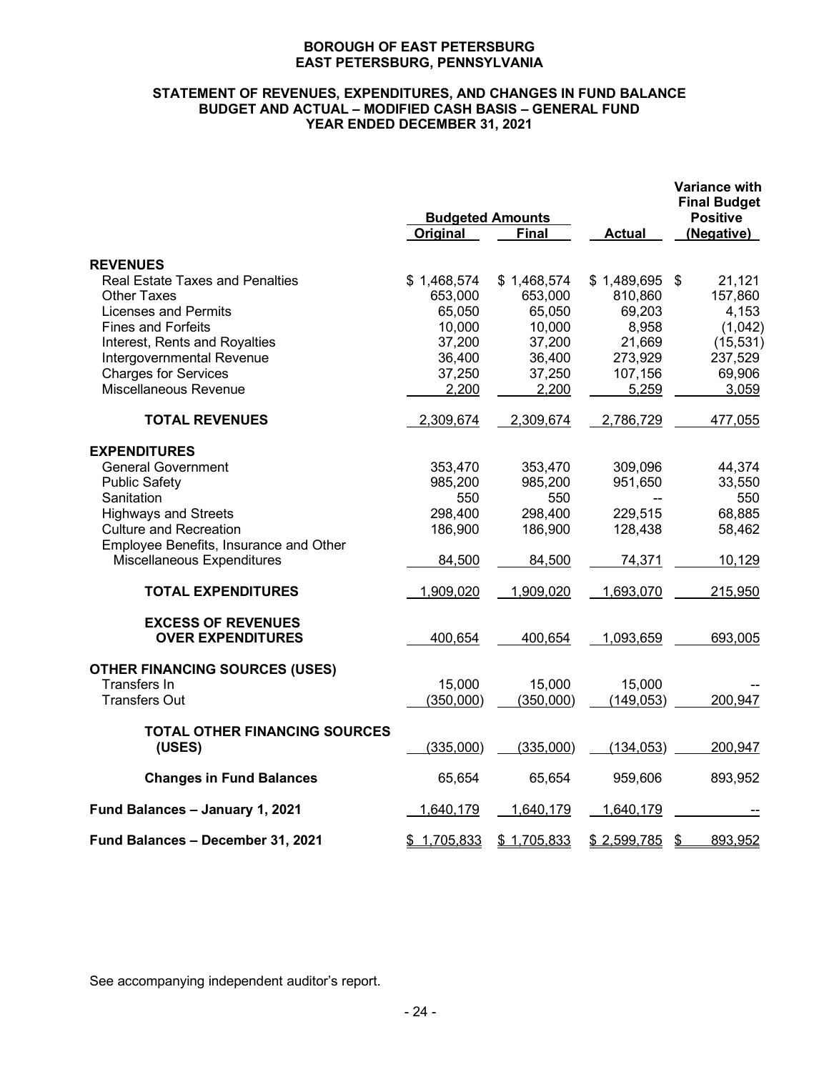**BOROUGH OF EAST PETERSBURG**
**EAST PETERSBURG, PENNSYLVANIA**

**STATEMENT OF REVENUES, EXPENDITURES, AND CHANGES IN FUND BALANCE**
**BUDGET AND ACTUAL – MODIFIED CASH BASIS – GENERAL FUND**
**YEAR ENDED DECEMBER 31, 2021**

| | Budgeted Amounts | | | Variance with Final Budget Positive |
|---|---|---|---|---|
| | Original | Final | Actual | (Negative) |
| **REVENUES** | | | | |
| Real Estate Taxes and Penalties | $ 1,468,574 | $ 1,468,574 | $ 1,489,695 | $ 21,121 |
| Other Taxes | 653,000 | 653,000 | 810,860 | 157,860 |
| Licenses and Permits | 65,050 | 65,050 | 69,203 | 4,153 |
| Fines and Forfeits | 10,000 | 10,000 | 8,958 | (1,042) |
| Interest, Rents and Royalties | 37,200 | 37,200 | 21,669 | (15,531) |
| Intergovernmental Revenue | 36,400 | 36,400 | 273,929 | 237,529 |
| Charges for Services | 37,250 | 37,250 | 107,156 | 69,906 |
| Miscellaneous Revenue | 2,200 | 2,200 | 5,259 | 3,059 |
| **TOTAL REVENUES** | 2,309,674 | 2,309,674 | 2,786,729 | 477,055 |
| **EXPENDITURES** | | | | |
| General Government | 353,470 | 353,470 | 309,096 | 44,374 |
| Public Safety | 985,200 | 985,200 | 951,650 | 33,550 |
| Sanitation | 550 | 550 | -- | 550 |
| Highways and Streets | 298,400 | 298,400 | 229,515 | 68,885 |
| Culture and Recreation | 186,900 | 186,900 | 128,438 | 58,462 |
| Employee Benefits, Insurance and Other Miscellaneous Expenditures | 84,500 | 84,500 | 74,371 | 10,129 |
| **TOTAL EXPENDITURES** | 1,909,020 | 1,909,020 | 1,693,070 | 215,950 |
| **EXCESS OF REVENUES OVER EXPENDITURES** | 400,654 | 400,654 | 1,093,659 | 693,005 |
| **OTHER FINANCING SOURCES (USES)** | | | | |
| Transfers In | 15,000 | 15,000 | 15,000 | -- |
| Transfers Out | (350,000) | (350,000) | (149,053) | 200,947 |
| **TOTAL OTHER FINANCING SOURCES (USES)** | (335,000) | (335,000) | (134,053) | 200,947 |
| **Changes in Fund Balances** | 65,654 | 65,654 | 959,606 | 893,952 |
| **Fund Balances – January 1, 2021** | 1,640,179 | 1,640,179 | 1,640,179 | -- |
| **Fund Balances – December 31, 2021** | $ 1,705,833 | $ 1,705,833 | $ 2,599,785 | $ 893,952 |

See accompanying independent auditor's report.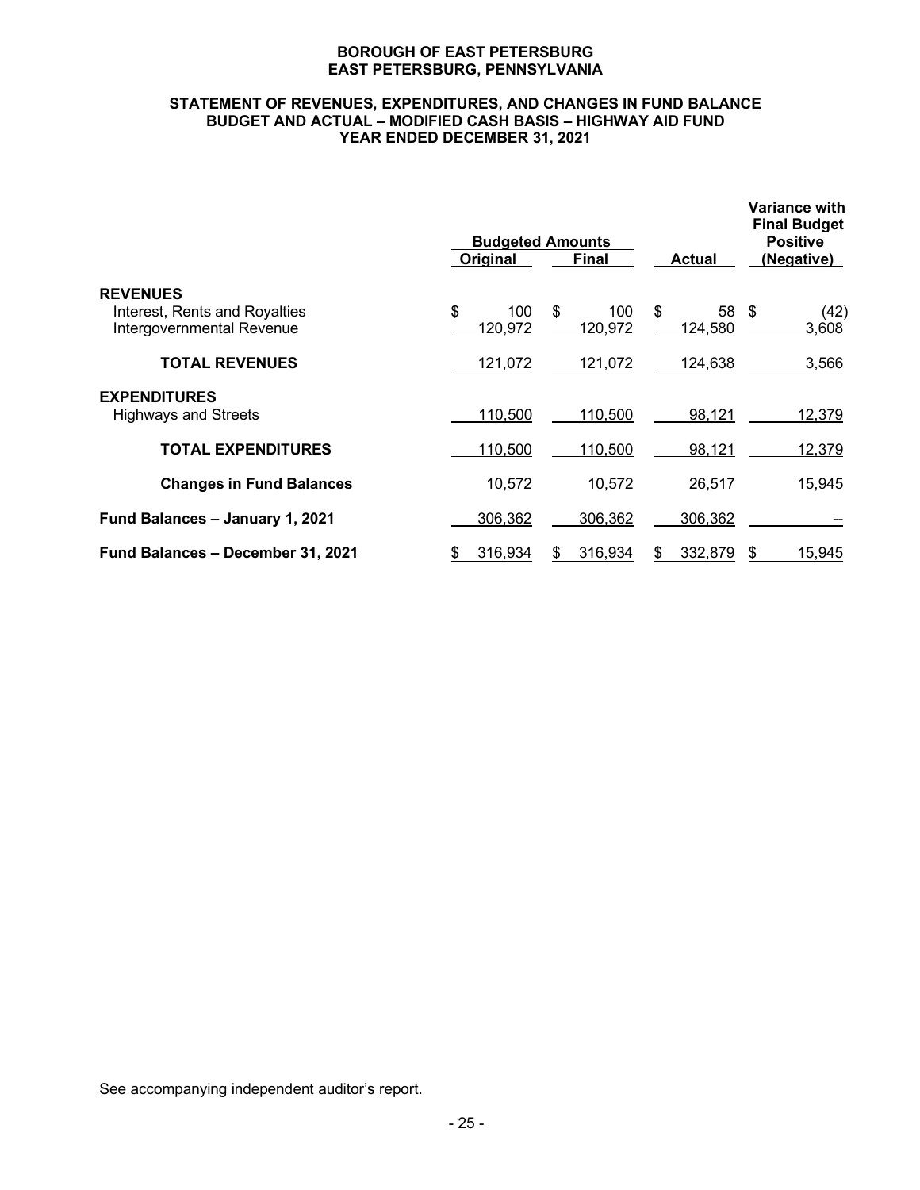**BOROUGH OF EAST PETERSBURG**
**EAST PETERSBURG, PENNSYLVANIA**

**STATEMENT OF REVENUES, EXPENDITURES, AND CHANGES IN FUND BALANCE**
**BUDGET AND ACTUAL – MODIFIED CASH BASIS – HIGHWAY AID FUND**
**YEAR ENDED DECEMBER 31, 2021**

| | Budgeted Amounts | | | Variance with Final Budget Positive |
|---|---|---|---|---|
| | Original | Final | Actual | (Negative) |
| **REVENUES** | | | | |
| Interest, Rents and Royalties | $ 100 | $ 100 | $ 58 | $ (42) |
| Intergovernmental Revenue | 120,972 | 120,972 | 124,580 | 3,608 |
| **TOTAL REVENUES** | 121,072 | 121,072 | 124,638 | 3,566 |
| **EXPENDITURES** | | | | |
| Highways and Streets | 110,500 | 110,500 | 98,121 | 12,379 |
| **TOTAL EXPENDITURES** | 110,500 | 110,500 | 98,121 | 12,379 |
| **Changes in Fund Balances** | 10,572 | 10,572 | 26,517 | 15,945 |
| **Fund Balances – January 1, 2021** | 306,362 | 306,362 | 306,362 | -- |
| **Fund Balances – December 31, 2021** | $ 316,934 | $ 316,934 | $ 332,879 | $ 15,945 |

See accompanying independent auditor's report.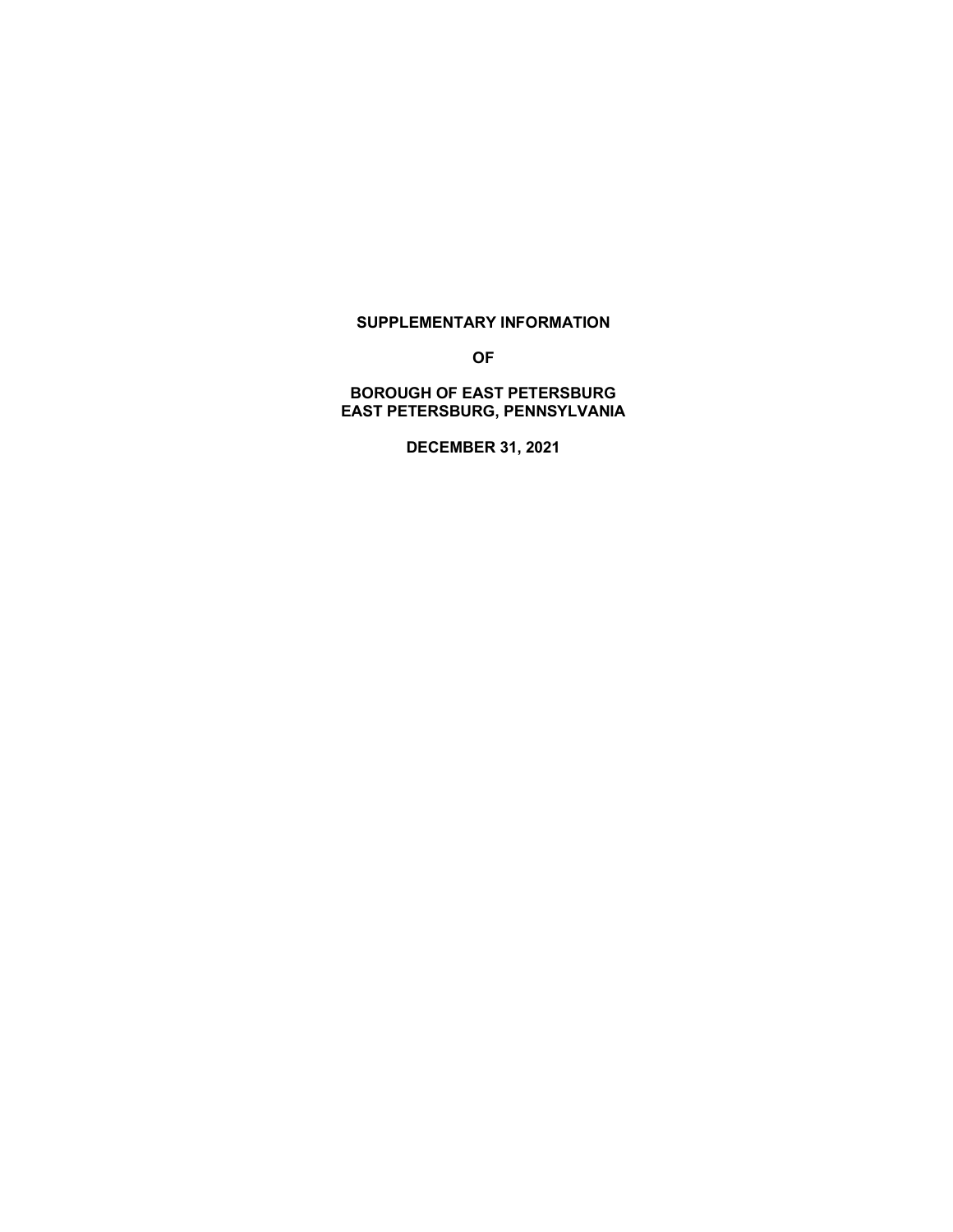**SUPPLEMENTARY INFORMATION**

**OF**

**BOROUGH OF EAST PETERSBURG**
**EAST PETERSBURG, PENNSYLVANIA**

**DECEMBER 31, 2021**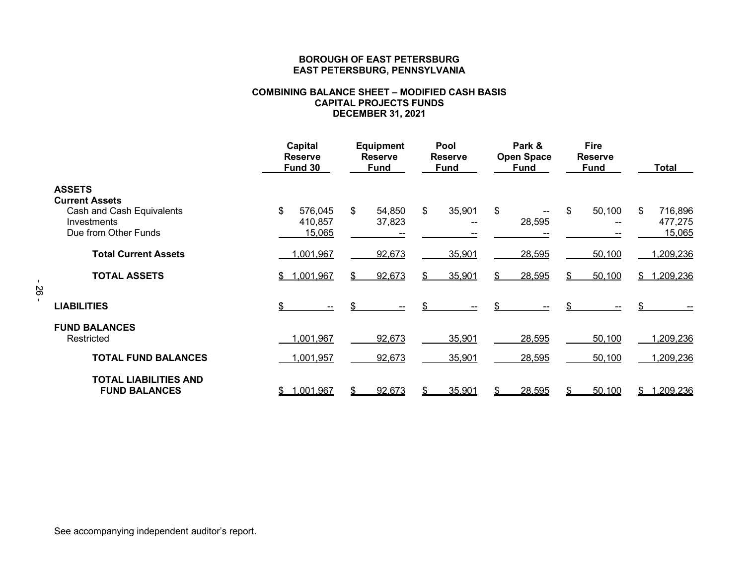**BOROUGH OF EAST PETERSBURG**
**EAST PETERSBURG, PENNSYLVANIA**

**COMBINING BALANCE SHEET – MODIFIED CASH BASIS**
**CAPITAL PROJECTS FUNDS**
**DECEMBER 31, 2021**

| | Capital Reserve Fund 30 | Equipment Reserve Fund | Pool Reserve Fund | Park & Open Space Fund | Fire Reserve Fund | Total |
|---|---|---|---|---|---|---|
| **ASSETS** | | | | | | |
| **Current Assets** | | | | | | |
| Cash and Cash Equivalents | $ 576,045 | $ 54,850 | $ 35,901 | $ -- | $ 50,100 | $ 716,896 |
| Investments | 410,857 | 37,823 | -- | 28,595 | -- | 477,275 |
| Due from Other Funds | 15,065 | -- | -- | -- | -- | 15,065 |
| **Total Current Assets** | 1,001,967 | 92,673 | 35,901 | 28,595 | 50,100 | 1,209,236 |
| **TOTAL ASSETS** | $ 1,001,967 | $ 92,673 | $ 35,901 | $ 28,595 | $ 50,100 | $ 1,209,236 |
| **LIABILITIES** | $ -- | $ -- | $ -- | $ -- | $ -- | $ -- |
| **FUND BALANCES** | | | | | | |
| Restricted | 1,001,967 | 92,673 | 35,901 | 28,595 | 50,100 | 1,209,236 |
| **TOTAL FUND BALANCES** | 1,001,957 | 92,673 | 35,901 | 28,595 | 50,100 | 1,209,236 |
| **TOTAL LIABILITIES AND FUND BALANCES** | $ 1,001,967 | $ 92,673 | $ 35,901 | $ 28,595 | $ 50,100 | $ 1,209,236 |

See accompanying independent auditor's report.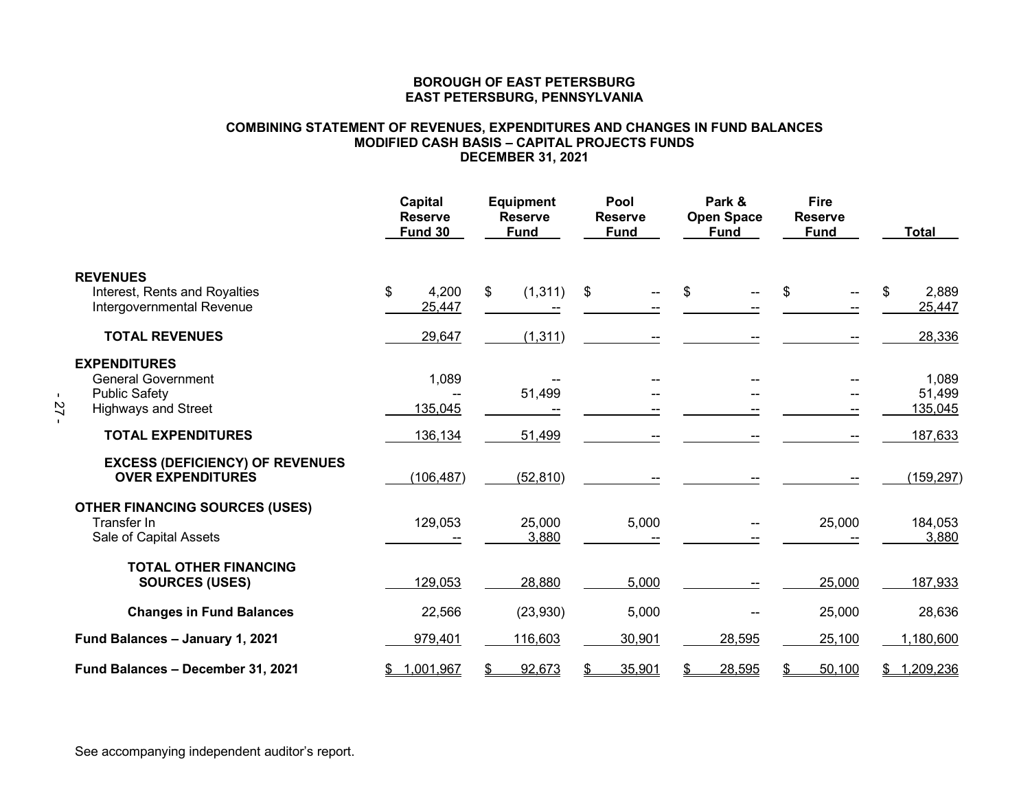**BOROUGH OF EAST PETERSBURG**
**EAST PETERSBURG, PENNSYLVANIA**

**COMBINING STATEMENT OF REVENUES, EXPENDITURES AND CHANGES IN FUND BALANCES**
**MODIFIED CASH BASIS – CAPITAL PROJECTS FUNDS**
**DECEMBER 31, 2021**

| | Capital Reserve Fund 30 | Equipment Reserve Fund | Pool Reserve Fund | Park & Open Space Fund | Fire Reserve Fund | Total |
|---|---|---|---|---|---|---|
| **REVENUES** | | | | | | |
| Interest, Rents and Royalties | $ 4,200 | $ (1,311) | $ -- | $ -- | $ -- | $ 2,889 |
| Intergovernmental Revenue | 25,447 | -- | -- | -- | -- | 25,447 |
| **TOTAL REVENUES** | 29,647 | (1,311) | -- | -- | -- | 28,336 |
| **EXPENDITURES** | | | | | | |
| General Government | 1,089 | -- | -- | -- | -- | 1,089 |
| Public Safety | -- | 51,499 | -- | -- | -- | 51,499 |
| Highways and Street | 135,045 | -- | -- | -- | -- | 135,045 |
| **TOTAL EXPENDITURES** | 136,134 | 51,499 | -- | -- | -- | 187,633 |
| **EXCESS (DEFICIENCY) OF REVENUES OVER EXPENDITURES** | (106,487) | (52,810) | -- | -- | -- | (159,297) |
| **OTHER FINANCING SOURCES (USES)** | | | | | | |
| Transfer In | 129,053 | 25,000 | 5,000 | -- | 25,000 | 184,053 |
| Sale of Capital Assets | -- | 3,880 | -- | -- | -- | 3,880 |
| **TOTAL OTHER FINANCING SOURCES (USES)** | 129,053 | 28,880 | 5,000 | -- | 25,000 | 187,933 |
| **Changes in Fund Balances** | 22,566 | (23,930) | 5,000 | -- | 25,000 | 28,636 |
| **Fund Balances – January 1, 2021** | 979,401 | 116,603 | 30,901 | 28,595 | 25,100 | 1,180,600 |
| **Fund Balances – December 31, 2021** | $ 1,001,967 | $ 92,673 | $ 35,901 | $ 28,595 | $ 50,100 | $ 1,209,236 |

See accompanying independent auditor's report.